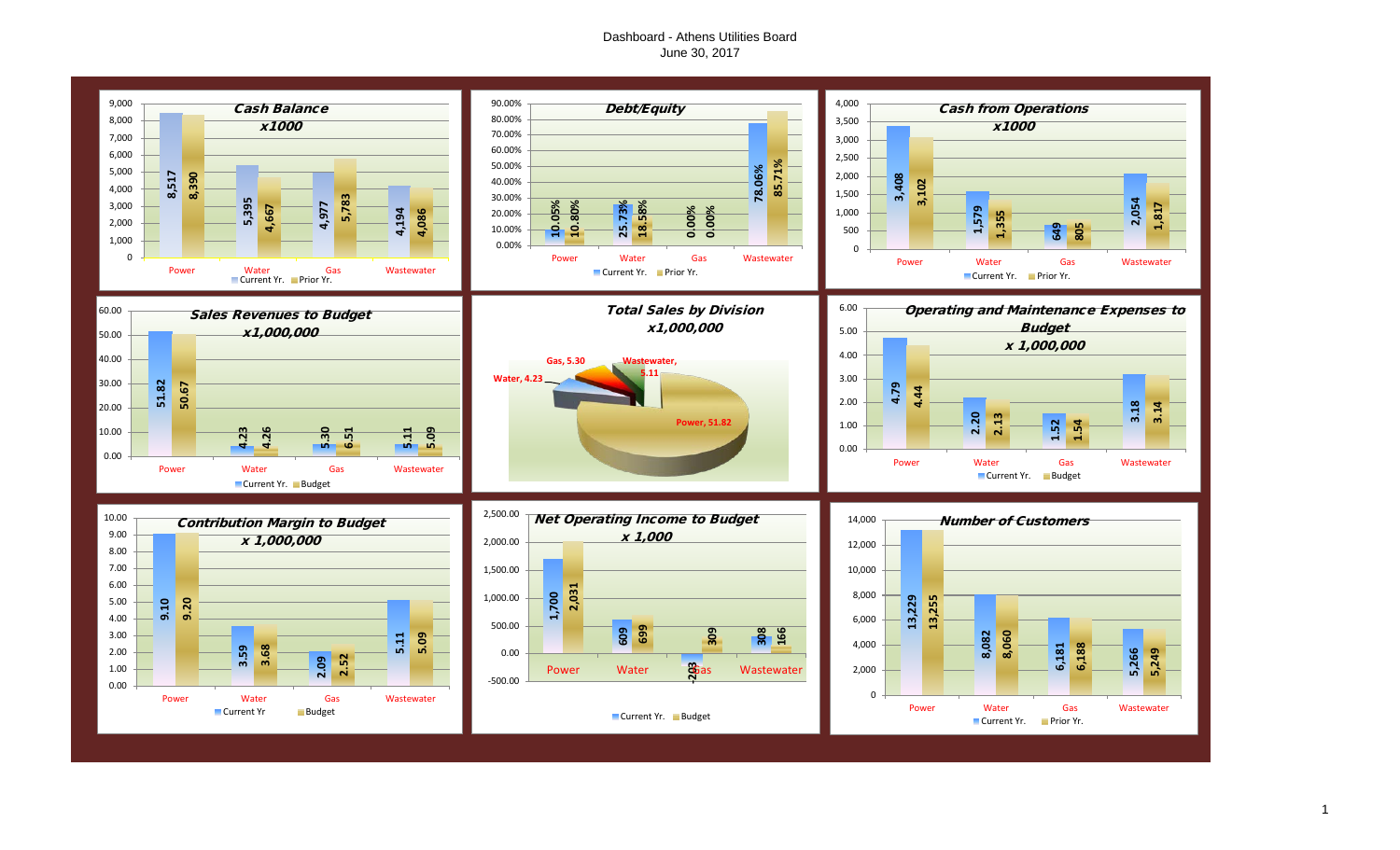# Dashboard - Athens Utilities Board

June 30, 2017

### Cash Balance x1000

| | Power | Water | Gas | Wastewater |
|---|---|---|---|---|
| Current Yr. | 8,517 | 5,395 | 4,977 | 4,194 |
| Prior Yr. | 8,390 | 4,667 | 5,783 | 4,086 |

### Debt/Equity

| | Power | Water | Gas | Wastewater |
|---|---|---|---|---|
| Current Yr. | 10.05% | 25.73% | 0.00% | 78.06% |
| Prior Yr. | 10.80% | 18.58% | 0.00% | 85.71% |

### Cash from Operations x1000

| | Power | Water | Gas | Wastewater |
|---|---|---|---|---|
| Current Yr. | 3,408 | 1,579 | 649 | 2,054 |
| Prior Yr. | 3,102 | 1,355 | 805 | 1,817 |

### Sales Revenues to Budget x1,000,000

| | Power | Water | Gas | Wastewater |
|---|---|---|---|---|
| Current Yr. | 51.82 | 4.23 | 5.30 | 5.11 |
| Budget | 50.67 | 4.26 | 6.51 | 5.09 |

### Total Sales by Division x1,000,000

| Division | Sales |
|---|---|
| Power | 51.82 |
| Water | 4.23 |
| Gas | 5.30 |
| Wastewater | 5.11 |

### Operating and Maintenance Expenses to Budget x 1,000,000

| | Power | Water | Gas | Wastewater |
|---|---|---|---|---|
| Current Yr. | 4.79 | 2.20 | 1.52 | 3.18 |
| Budget | 4.44 | 2.13 | 1.54 | 3.14 |

### Contribution Margin to Budget x 1,000,000

| | Power | Water | Gas | Wastewater |
|---|---|---|---|---|
| Current Yr | 9.10 | 3.59 | 2.09 | 5.11 |
| Budget | 9.20 | 3.68 | 2.52 | 5.09 |

### Net Operating Income to Budget x 1,000

| | Power | Water | Gas | Wastewater |
|---|---|---|---|---|
| Current Yr. | 1,700 | 609 | -203 | 308 |
| Budget | 2,031 | 699 | 309 | 166 |

### Number of Customers

| | Power | Water | Gas | Wastewater |
|---|---|---|---|---|
| Current Yr. | 13,229 | 8,082 | 6,181 | 5,266 |
| Prior Yr. | 13,255 | 8,060 | 6,188 | 5,249 |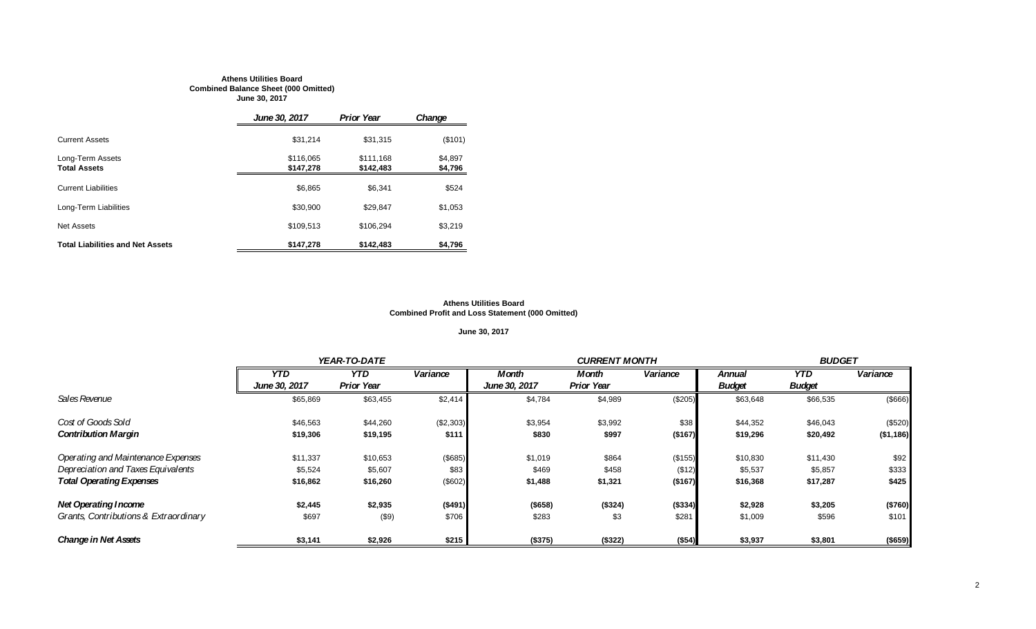**Athens Utilities Board**
**Combined Balance Sheet (000 Omitted)**
**June 30, 2017**

| | *June 30, 2017* | *Prior Year* | *Change* |
|---|---|---|---|
| Current Assets | $31,214 | $31,315 | ($101) |
| Long-Term Assets | $116,065 | $111,168 | $4,897 |
| **Total Assets** | **$147,278** | **$142,483** | **$4,796** |
| Current Liabilities | $6,865 | $6,341 | $524 |
| Long-Term Liabilities | $30,900 | $29,847 | $1,053 |
| Net Assets | $109,513 | $106,294 | $3,219 |
| **Total Liabilities and Net Assets** | **$147,278** | **$142,483** | **$4,796** |

**Athens Utilities Board**
**Combined Profit and Loss Statement (000 Omitted)**

**June 30, 2017**

| | *YEAR-TO-DATE* | | | *CURRENT MONTH* | | | *BUDGET* | | |
|---|---|---|---|---|---|---|---|---|---|
| | *YTD June 30, 2017* | *YTD Prior Year* | *Variance* | *Month June 30, 2017* | *Month Prior Year* | *Variance* | *Annual Budget* | *YTD Budget* | *Variance* |
| *Sales Revenue* | $65,869 | $63,455 | $2,414 | $4,784 | $4,989 | ($205) | $63,648 | $66,535 | ($666) |
| *Cost of Goods Sold* | $46,563 | $44,260 | ($2,303) | $3,954 | $3,992 | $38 | $44,352 | $46,043 | ($520) |
| ***Contribution Margin*** | **$19,306** | **$19,195** | **$111** | **$830** | **$997** | **($167)** | **$19,296** | **$20,492** | **($1,186)** |
| *Operating and Maintenance Expenses* | $11,337 | $10,653 | ($685) | $1,019 | $864 | ($155) | $10,830 | $11,430 | $92 |
| *Depreciation and Taxes Equivalents* | $5,524 | $5,607 | $83 | $469 | $458 | ($12) | $5,537 | $5,857 | $333 |
| ***Total Operating Expenses*** | **$16,862** | **$16,260** | ($602) | **$1,488** | **$1,321** | **($167)** | **$16,368** | **$17,287** | **$425** |
| ***Net Operating Income*** | **$2,445** | **$2,935** | **($491)** | **($658)** | **($324)** | **($334)** | **$2,928** | **$3,205** | **($760)** |
| *Grants, Contributions & Extraordinary* | $697 | ($9) | $706 | $283 | $3 | $281 | $1,009 | $596 | $101 |
| ***Change in Net Assets*** | **$3,141** | **$2,926** | **$215** | **($375)** | **($322)** | **($54)** | **$3,937** | **$3,801** | **($659)** |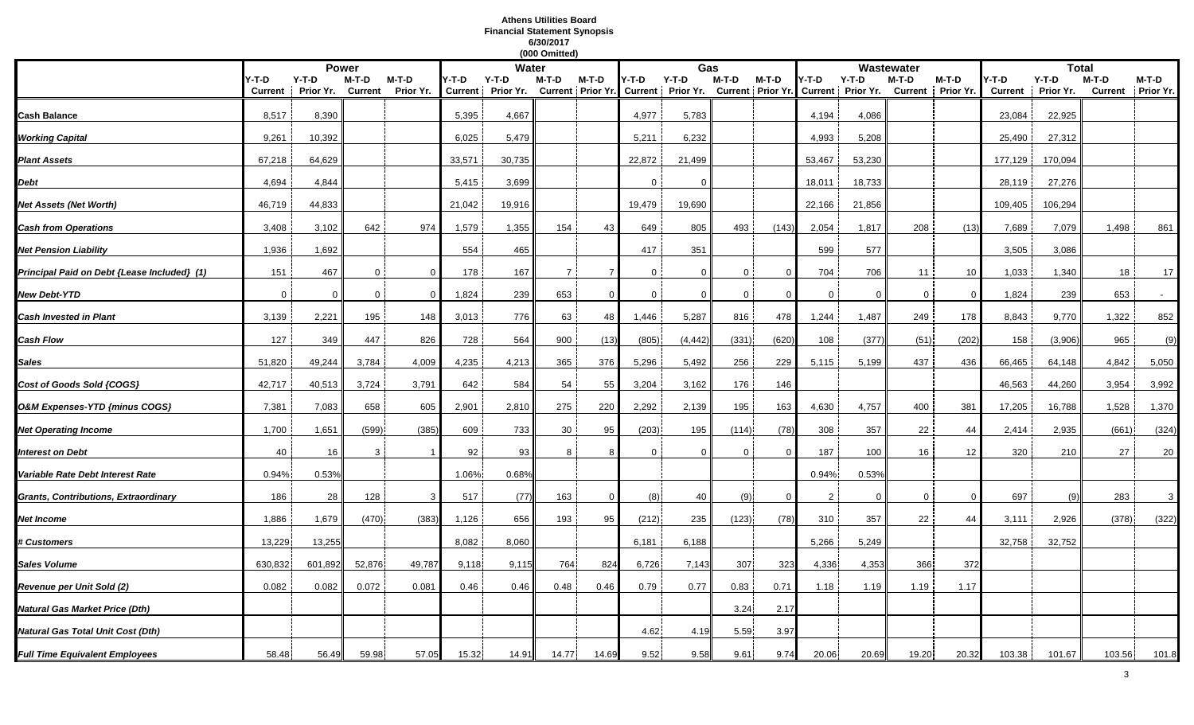# Athens Utilities Board
## Financial Statement Synopsis
### 6/30/2017
### (000 Omitted)

| | Power | | | | Water | | | | Gas | | | | Wastewater | | | | Total | | | |
|---|---|---|---|---|---|---|---|---|---|---|---|---|---|---|---|---|---|---|---|---|
| | Y-T-D Current | Y-T-D Prior Yr. | M-T-D Current | M-T-D Prior Yr. | Y-T-D Current | Y-T-D Prior Yr. | M-T-D Current | M-T-D Prior Yr. | Y-T-D Current | Y-T-D Prior Yr. | M-T-D Current | M-T-D Prior Yr. | Y-T-D Current | Y-T-D Prior Yr. | M-T-D Current | M-T-D Prior Yr. | Y-T-D Current | Y-T-D Prior Yr. | M-T-D Current | M-T-D Prior Yr. |
| **Cash Balance** | 8,517 | 8,390 | | | 5,395 | 4,667 | | | 4,977 | 5,783 | | | 4,194 | 4,086 | | | 23,084 | 22,925 | | |
| **Working Capital** | 9,261 | 10,392 | | | 6,025 | 5,479 | | | 5,211 | 6,232 | | | 4,993 | 5,208 | | | 25,490 | 27,312 | | |
| **Plant Assets** | 67,218 | 64,629 | | | 33,571 | 30,735 | | | 22,872 | 21,499 | | | 53,467 | 53,230 | | | 177,129 | 170,094 | | |
| **Debt** | 4,694 | 4,844 | | | 5,415 | 3,699 | | | 0 | 0 | | | 18,011 | 18,733 | | | 28,119 | 27,276 | | |
| **Net Assets (Net Worth)** | 46,719 | 44,833 | | | 21,042 | 19,916 | | | 19,479 | 19,690 | | | 22,166 | 21,856 | | | 109,405 | 106,294 | | |
| **Cash from Operations** | 3,408 | 3,102 | 642 | 974 | 1,579 | 1,355 | 154 | 43 | 649 | 805 | 493 | (143) | 2,054 | 1,817 | 208 | (13) | 7,689 | 7,079 | 1,498 | 861 |
| **Net Pension Liability** | 1,936 | 1,692 | | | 554 | 465 | | | 417 | 351 | | | 599 | 577 | | | 3,505 | 3,086 | | |
| **Principal Paid on Debt {Lease Included} (1)** | 151 | 467 | 0 | 0 | 178 | 167 | 7 | 7 | 0 | 0 | 0 | 0 | 704 | 706 | 11 | 10 | 1,033 | 1,340 | 18 | 17 |
| **New Debt-YTD** | 0 | 0 | 0 | 0 | 1,824 | 239 | 653 | 0 | 0 | 0 | 0 | 0 | 0 | 0 | 0 | 0 | 1,824 | 239 | 653 | - |
| **Cash Invested in Plant** | 3,139 | 2,221 | 195 | 148 | 3,013 | 776 | 63 | 48 | 1,446 | 5,287 | 816 | 478 | 1,244 | 1,487 | 249 | 178 | 8,843 | 9,770 | 1,322 | 852 |
| **Cash Flow** | 127 | 349 | 447 | 826 | 728 | 564 | 900 | (13) | (805) | (4,442) | (331) | (620) | 108 | (377) | (51) | (202) | 158 | (3,906) | 965 | (9) |
| **Sales** | 51,820 | 49,244 | 3,784 | 4,009 | 4,235 | 4,213 | 365 | 376 | 5,296 | 5,492 | 256 | 229 | 5,115 | 5,199 | 437 | 436 | 66,465 | 64,148 | 4,842 | 5,050 |
| **Cost of Goods Sold {COGS}** | 42,717 | 40,513 | 3,724 | 3,791 | 642 | 584 | 54 | 55 | 3,204 | 3,162 | 176 | 146 | | | | | 46,563 | 44,260 | 3,954 | 3,992 |
| **O&M Expenses-YTD {minus COGS}** | 7,381 | 7,083 | 658 | 605 | 2,901 | 2,810 | 275 | 220 | 2,292 | 2,139 | 195 | 163 | 4,630 | 4,757 | 400 | 381 | 17,205 | 16,788 | 1,528 | 1,370 |
| **Net Operating Income** | 1,700 | 1,651 | (599) | (385) | 609 | 733 | 30 | 95 | (203) | 195 | (114) | (78) | 308 | 357 | 22 | 44 | 2,414 | 2,935 | (661) | (324) |
| **Interest on Debt** | 40 | 16 | 3 | 1 | 92 | 93 | 8 | 8 | 0 | 0 | 0 | 0 | 187 | 100 | 16 | 12 | 320 | 210 | 27 | 20 |
| **Variable Rate Debt Interest Rate** | 0.94% | 0.53% | | | 1.06% | 0.68% | | | | | | | 0.94% | 0.53% | | | | | | |
| **Grants, Contributions, Extraordinary** | 186 | 28 | 128 | 3 | 517 | (77) | 163 | 0 | (8) | 40 | (9) | 0 | 2 | 0 | 0 | 0 | 697 | (9) | 283 | 3 |
| **Net Income** | 1,886 | 1,679 | (470) | (383) | 1,126 | 656 | 193 | 95 | (212) | 235 | (123) | (78) | 310 | 357 | 22 | 44 | 3,111 | 2,926 | (378) | (322) |
| **# Customers** | 13,229 | 13,255 | | | 8,082 | 8,060 | | | 6,181 | 6,188 | | | 5,266 | 5,249 | | | 32,758 | 32,752 | | |
| **Sales Volume** | 630,832 | 601,892 | 52,876 | 49,787 | 9,118 | 9,115 | 764 | 824 | 6,726 | 7,143 | 307 | 323 | 4,336 | 4,353 | 366 | 372 | | | | |
| **Revenue per Unit Sold (2)** | 0.082 | 0.082 | 0.072 | 0.081 | 0.46 | 0.46 | 0.48 | 0.46 | 0.79 | 0.77 | 0.83 | 0.71 | 1.18 | 1.19 | 1.19 | 1.17 | | | | |
| **Natural Gas Market Price (Dth)** | | | | | | | | | | | 3.24 | 2.17 | | | | | | | | |
| **Natural Gas Total Unit Cost (Dth)** | | | | | | | | | 4.62 | 4.19 | 5.59 | 3.97 | | | | | | | | |
| **Full Time Equivalent Employees** | 58.48 | 56.49 | 59.98 | 57.05 | 15.32 | 14.91 | 14.77 | 14.69 | 9.52 | 9.58 | 9.61 | 9.74 | 20.06 | 20.69 | 19.20 | 20.32 | 103.38 | 101.67 | 103.56 | 101.8 |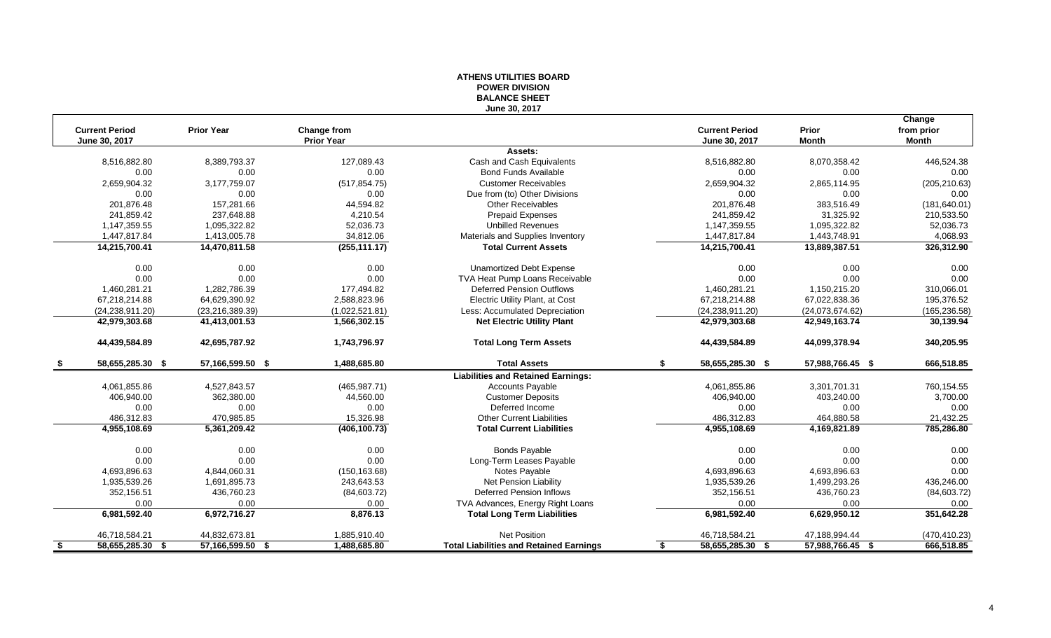# ATHENS UTILITIES BOARD
## POWER DIVISION
## BALANCE SHEET
### June 30, 2017

| Current Period June 30, 2017 | Prior Year | Change from Prior Year | | Current Period June 30, 2017 | Prior Month | Change from prior Month |
|---|---|---|---|---|---|---|
| | | | **Assets:** | | | |
| 8,516,882.80 | 8,389,793.37 | 127,089.43 | Cash and Cash Equivalents | 8,516,882.80 | 8,070,358.42 | 446,524.38 |
| 0.00 | 0.00 | 0.00 | Bond Funds Available | 0.00 | 0.00 | 0.00 |
| 2,659,904.32 | 3,177,759.07 | (517,854.75) | Customer Receivables | 2,659,904.32 | 2,865,114.95 | (205,210.63) |
| 0.00 | 0.00 | 0.00 | Due from (to) Other Divisions | 0.00 | 0.00 | 0.00 |
| 201,876.48 | 157,281.66 | 44,594.82 | Other Receivables | 201,876.48 | 383,516.49 | (181,640.01) |
| 241,859.42 | 237,648.88 | 4,210.54 | Prepaid Expenses | 241,859.42 | 31,325.92 | 210,533.50 |
| 1,147,359.55 | 1,095,322.82 | 52,036.73 | Unbilled Revenues | 1,147,359.55 | 1,095,322.82 | 52,036.73 |
| 1,447,817.84 | 1,413,005.78 | 34,812.06 | Materials and Supplies Inventory | 1,447,817.84 | 1,443,748.91 | 4,068.93 |
| **14,215,700.41** | **14,470,811.58** | **(255,111.17)** | **Total Current Assets** | **14,215,700.41** | **13,889,387.51** | **326,312.90** |
| 0.00 | 0.00 | 0.00 | Unamortized Debt Expense | 0.00 | 0.00 | 0.00 |
| 0.00 | 0.00 | 0.00 | TVA Heat Pump Loans Receivable | 0.00 | 0.00 | 0.00 |
| 1,460,281.21 | 1,282,786.39 | 177,494.82 | Deferred Pension Outflows | 1,460,281.21 | 1,150,215.20 | 310,066.01 |
| 67,218,214.88 | 64,629,390.92 | 2,588,823.96 | Electric Utility Plant, at Cost | 67,218,214.88 | 67,022,838.36 | 195,376.52 |
| (24,238,911.20) | (23,216,389.39) | (1,022,521.81) | Less: Accumulated Depreciation | (24,238,911.20) | (24,073,674.62) | (165,236.58) |
| **42,979,303.68** | **41,413,001.53** | **1,566,302.15** | **Net Electric Utility Plant** | **42,979,303.68** | **42,949,163.74** | **30,139.94** |
| **44,439,584.89** | **42,695,787.92** | **1,743,796.97** | **Total Long Term Assets** | **44,439,584.89** | **44,099,378.94** | **340,205.95** |
| **$ 58,655,285.30** | **$ 57,166,599.50** | **$ 1,488,685.80** | **Total Assets** | **$ 58,655,285.30** | **$ 57,988,766.45** | **$ 666,518.85** |
| | | | **Liabilities and Retained Earnings:** | | | |
| 4,061,855.86 | 4,527,843.57 | (465,987.71) | Accounts Payable | 4,061,855.86 | 3,301,701.31 | 760,154.55 |
| 406,940.00 | 362,380.00 | 44,560.00 | Customer Deposits | 406,940.00 | 403,240.00 | 3,700.00 |
| 0.00 | 0.00 | 0.00 | Deferred Income | 0.00 | 0.00 | 0.00 |
| 486,312.83 | 470,985.85 | 15,326.98 | Other Current Liabilities | 486,312.83 | 464,880.58 | 21,432.25 |
| **4,955,108.69** | **5,361,209.42** | **(406,100.73)** | **Total Current Liabilities** | **4,955,108.69** | **4,169,821.89** | **785,286.80** |
| 0.00 | 0.00 | 0.00 | Bonds Payable | 0.00 | 0.00 | 0.00 |
| 0.00 | 0.00 | 0.00 | Long-Term Leases Payable | 0.00 | 0.00 | 0.00 |
| 4,693,896.63 | 4,844,060.31 | (150,163.68) | Notes Payable | 4,693,896.63 | 4,693,896.63 | 0.00 |
| 1,935,539.26 | 1,691,895.73 | 243,643.53 | Net Pension Liability | 1,935,539.26 | 1,499,293.26 | 436,246.00 |
| 352,156.51 | 436,760.23 | (84,603.72) | Deferred Pension Inflows | 352,156.51 | 436,760.23 | (84,603.72) |
| 0.00 | 0.00 | 0.00 | TVA Advances, Energy Right Loans | 0.00 | 0.00 | 0.00 |
| **6,981,592.40** | **6,972,716.27** | **8,876.13** | **Total Long Term Liabilities** | **6,981,592.40** | **6,629,950.12** | **351,642.28** |
| 46,718,584.21 | 44,832,673.81 | 1,885,910.40 | Net Position | 46,718,584.21 | 47,188,994.44 | (470,410.23) |
| **$ 58,655,285.30** | **$ 57,166,599.50** | **$ 1,488,685.80** | **Total Liabilities and Retained Earnings** | **$ 58,655,285.30** | **$ 57,988,766.45** | **$ 666,518.85** |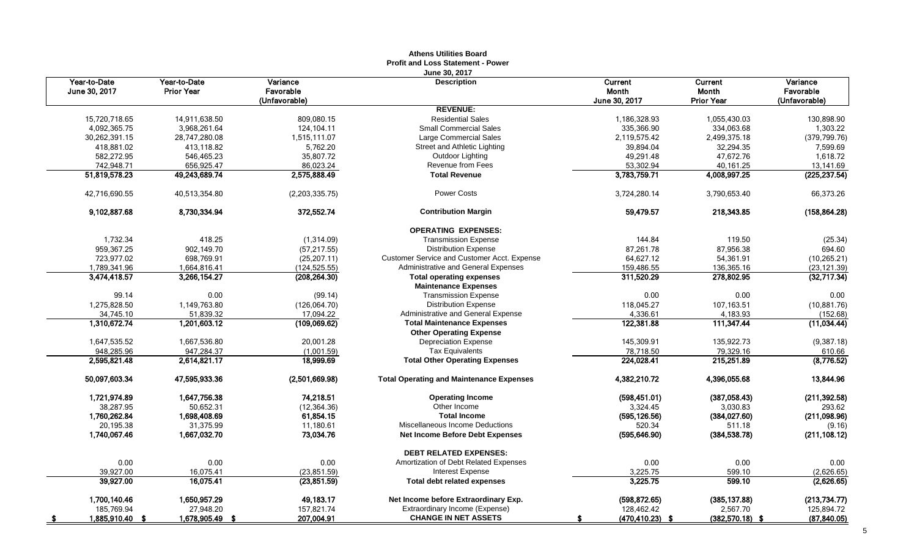**Athens Utilities Board**
**Profit and Loss Statement - Power**
**June 30, 2017**

| Year-to-Date June 30, 2017 | Year-to-Date Prior Year | Variance Favorable (Unfavorable) | Description | Current Month June 30, 2017 | Current Month Prior Year | Variance Favorable (Unfavorable) |
|---|---|---|---|---|---|---|
| | | | **REVENUE:** | | | |
| 15,720,718.65 | 14,911,638.50 | 809,080.15 | Residential Sales | 1,186,328.93 | 1,055,430.03 | 130,898.90 |
| 4,092,365.75 | 3,968,261.64 | 124,104.11 | Small Commercial Sales | 335,366.90 | 334,063.68 | 1,303.22 |
| 30,262,391.15 | 28,747,280.08 | 1,515,111.07 | Large Commercial Sales | 2,119,575.42 | 2,499,375.18 | (379,799.76) |
| 418,881.02 | 413,118.82 | 5,762.20 | Street and Athletic Lighting | 39,894.04 | 32,294.35 | 7,599.69 |
| 582,272.95 | 546,465.23 | 35,807.72 | Outdoor Lighting | 49,291.48 | 47,672.76 | 1,618.72 |
| 742,948.71 | 656,925.47 | 86,023.24 | Revenue from Fees | 53,302.94 | 40,161.25 | 13,141.69 |
| **51,819,578.23** | **49,243,689.74** | **2,575,888.49** | **Total Revenue** | **3,783,759.71** | **4,008,997.25** | **(225,237.54)** |
| 42,716,690.55 | 40,513,354.80 | (2,203,335.75) | Power Costs | 3,724,280.14 | 3,790,653.40 | 66,373.26 |
| **9,102,887.68** | **8,730,334.94** | **372,552.74** | **Contribution Margin** | **59,479.57** | **218,343.85** | **(158,864.28)** |
| | | | **OPERATING EXPENSES:** | | | |
| 1,732.34 | 418.25 | (1,314.09) | Transmission Expense | 144.84 | 119.50 | (25.34) |
| 959,367.25 | 902,149.70 | (57,217.55) | Distribution Expense | 87,261.78 | 87,956.38 | 694.60 |
| 723,977.02 | 698,769.91 | (25,207.11) | Customer Service and Customer Acct. Expense | 64,627.12 | 54,361.91 | (10,265.21) |
| 1,789,341.96 | 1,664,816.41 | (124,525.55) | Administrative and General Expenses | 159,486.55 | 136,365.16 | (23,121.39) |
| **3,474,418.57** | **3,266,154.27** | **(208,264.30)** | **Total operating expenses** | **311,520.29** | **278,802.95** | **(32,717.34)** |
| | | | **Maintenance Expenses** | | | |
| 99.14 | 0.00 | (99.14) | Transmission Expense | 0.00 | 0.00 | 0.00 |
| 1,275,828.50 | 1,149,763.80 | (126,064.70) | Distribution Expense | 118,045.27 | 107,163.51 | (10,881.76) |
| 34,745.10 | 51,839.32 | 17,094.22 | Administrative and General Expense | 4,336.61 | 4,183.93 | (152.68) |
| **1,310,672.74** | **1,201,603.12** | **(109,069.62)** | **Total Maintenance Expenses** | **122,381.88** | **111,347.44** | **(11,034.44)** |
| | | | **Other Operating Expense** | | | |
| 1,647,535.52 | 1,667,536.80 | 20,001.28 | Depreciation Expense | 145,309.91 | 135,922.73 | (9,387.18) |
| 948,285.96 | 947,284.37 | (1,001.59) | Tax Equivalents | 78,718.50 | 79,329.16 | 610.66 |
| **2,595,821.48** | **2,614,821.17** | **18,999.69** | **Total Other Operating Expenses** | **224,028.41** | **215,251.89** | **(8,776.52)** |
| **50,097,603.34** | **47,595,933.36** | **(2,501,669.98)** | **Total Operating and Maintenance Expenses** | **4,382,210.72** | **4,396,055.68** | **13,844.96** |
| **1,721,974.89** | **1,647,756.38** | **74,218.51** | **Operating Income** | **(598,451.01)** | **(387,058.43)** | **(211,392.58)** |
| 38,287.95 | 50,652.31 | (12,364.36) | Other Income | 3,324.45 | 3,030.83 | 293.62 |
| **1,760,262.84** | **1,698,408.69** | **61,854.15** | **Total Income** | **(595,126.56)** | **(384,027.60)** | **(211,098.96)** |
| 20,195.38 | 31,375.99 | 11,180.61 | Miscellaneous Income Deductions | 520.34 | 511.18 | (9.16) |
| **1,740,067.46** | **1,667,032.70** | **73,034.76** | **Net Income Before Debt Expenses** | **(595,646.90)** | **(384,538.78)** | **(211,108.12)** |
| | | | **DEBT RELATED EXPENSES:** | | | |
| 0.00 | 0.00 | 0.00 | Amortization of Debt Related Expenses | 0.00 | 0.00 | 0.00 |
| 39,927.00 | 16,075.41 | (23,851.59) | Interest Expense | 3,225.75 | 599.10 | (2,626.65) |
| **39,927.00** | **16,075.41** | **(23,851.59)** | **Total debt related expenses** | **3,225.75** | **599.10** | **(2,626.65)** |
| **1,700,140.46** | **1,650,957.29** | **49,183.17** | **Net Income before Extraordinary Exp.** | **(598,872.65)** | **(385,137.88)** | **(213,734.77)** |
| 185,769.94 | 27,948.20 | 157,821.74 | Extraordinary Income (Expense) | 128,462.42 | 2,567.70 | 125,894.72 |
| **$ 1,885,910.40** | **$ 1,678,905.49** | **$ 207,004.91** | **CHANGE IN NET ASSETS** | **$ (470,410.23)** | **$ (382,570.18)** | **$ (87,840.05)** |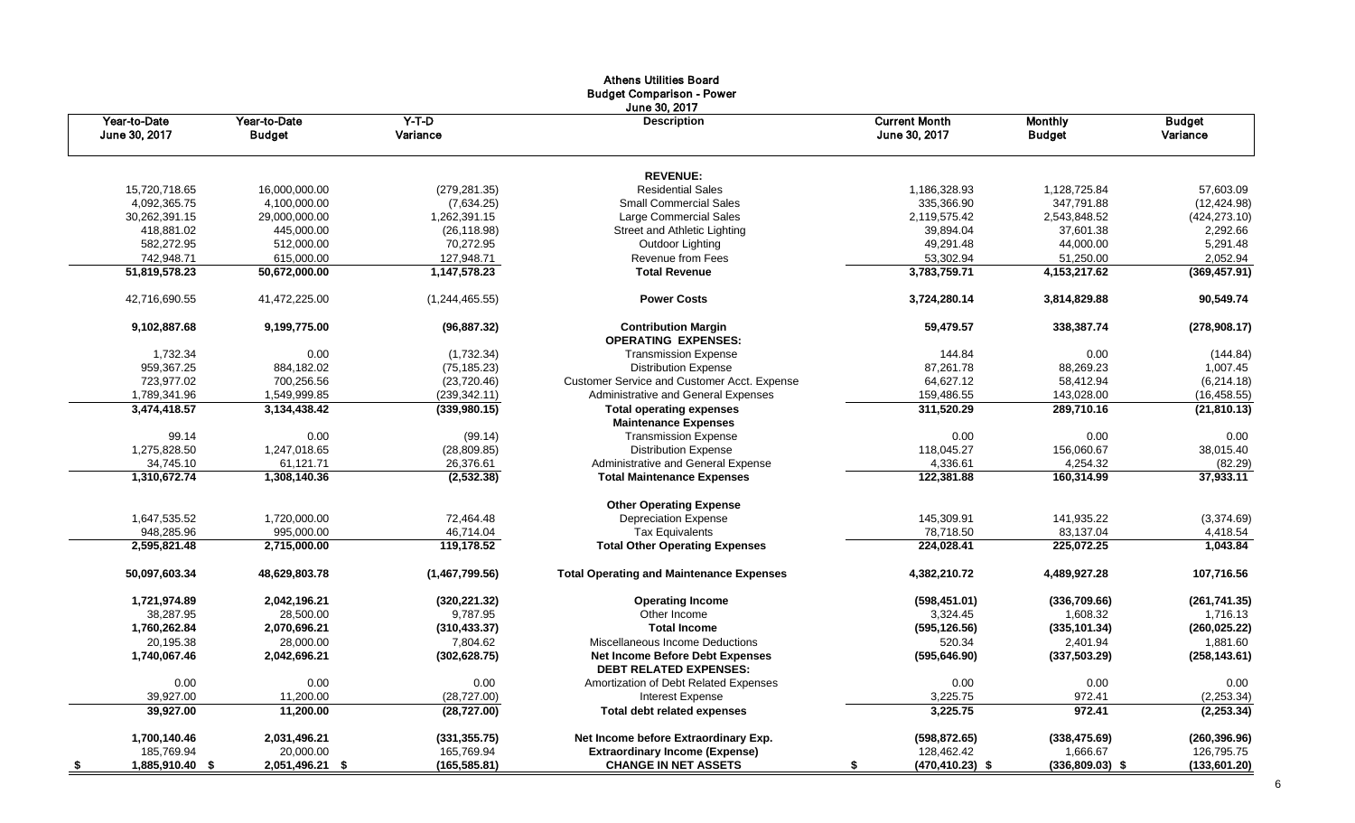# Athens Utilities Board
## Budget Comparison - Power
### June 30, 2017

| Year-to-Date June 30, 2017 | Year-to-Date Budget | Y-T-D Variance | Description | Current Month June 30, 2017 | Monthly Budget | Budget Variance |
|---|---|---|---|---|---|---|
| | | | **REVENUE:** | | | |
| 15,720,718.65 | 16,000,000.00 | (279,281.35) | Residential Sales | 1,186,328.93 | 1,128,725.84 | 57,603.09 |
| 4,092,365.75 | 4,100,000.00 | (7,634.25) | Small Commercial Sales | 335,366.90 | 347,791.88 | (12,424.98) |
| 30,262,391.15 | 29,000,000.00 | 1,262,391.15 | Large Commercial Sales | 2,119,575.42 | 2,543,848.52 | (424,273.10) |
| 418,881.02 | 445,000.00 | (26,118.98) | Street and Athletic Lighting | 39,894.04 | 37,601.38 | 2,292.66 |
| 582,272.95 | 512,000.00 | 70,272.95 | Outdoor Lighting | 49,291.48 | 44,000.00 | 5,291.48 |
| 742,948.71 | 615,000.00 | 127,948.71 | Revenue from Fees | 53,302.94 | 51,250.00 | 2,052.94 |
| **51,819,578.23** | **50,672,000.00** | **1,147,578.23** | **Total Revenue** | **3,783,759.71** | **4,153,217.62** | **(369,457.91)** |
| 42,716,690.55 | 41,472,225.00 | (1,244,465.55) | **Power Costs** | 3,724,280.14 | 3,814,829.88 | 90,549.74 |
| **9,102,887.68** | **9,199,775.00** | **(96,887.32)** | **Contribution Margin** | **59,479.57** | **338,387.74** | **(278,908.17)** |
| | | | **OPERATING EXPENSES:** | | | |
| 1,732.34 | 0.00 | (1,732.34) | Transmission Expense | 144.84 | 0.00 | (144.84) |
| 959,367.25 | 884,182.02 | (75,185.23) | Distribution Expense | 87,261.78 | 88,269.23 | 1,007.45 |
| 723,977.02 | 700,256.56 | (23,720.46) | Customer Service and Customer Acct. Expense | 64,627.12 | 58,412.94 | (6,214.18) |
| 1,789,341.96 | 1,549,999.85 | (239,342.11) | Administrative and General Expenses | 159,486.55 | 143,028.00 | (16,458.55) |
| **3,474,418.57** | **3,134,438.42** | **(339,980.15)** | **Total operating expenses** | **311,520.29** | **289,710.16** | **(21,810.13)** |
| | | | **Maintenance Expenses** | | | |
| 99.14 | 0.00 | (99.14) | Transmission Expense | 0.00 | 0.00 | 0.00 |
| 1,275,828.50 | 1,247,018.65 | (28,809.85) | Distribution Expense | 118,045.27 | 156,060.67 | 38,015.40 |
| 34,745.10 | 61,121.71 | 26,376.61 | Administrative and General Expense | 4,336.61 | 4,254.32 | (82.29) |
| **1,310,672.74** | **1,308,140.36** | **(2,532.38)** | **Total Maintenance Expenses** | **122,381.88** | **160,314.99** | **37,933.11** |
| | | | **Other Operating Expense** | | | |
| 1,647,535.52 | 1,720,000.00 | 72,464.48 | Depreciation Expense | 145,309.91 | 141,935.22 | (3,374.69) |
| 948,285.96 | 995,000.00 | 46,714.04 | Tax Equivalents | 78,718.50 | 83,137.04 | 4,418.54 |
| **2,595,821.48** | **2,715,000.00** | **119,178.52** | **Total Other Operating Expenses** | **224,028.41** | **225,072.25** | **1,043.84** |
| **50,097,603.34** | **48,629,803.78** | **(1,467,799.56)** | **Total Operating and Maintenance Expenses** | **4,382,210.72** | **4,489,927.28** | **107,716.56** |
| **1,721,974.89** | **2,042,196.21** | **(320,221.32)** | **Operating Income** | **(598,451.01)** | **(336,709.66)** | **(261,741.35)** |
| 38,287.95 | 28,500.00 | 9,787.95 | Other Income | 3,324.45 | 1,608.32 | 1,716.13 |
| **1,760,262.84** | **2,070,696.21** | **(310,433.37)** | **Total Income** | **(595,126.56)** | **(335,101.34)** | **(260,025.22)** |
| 20,195.38 | 28,000.00 | 7,804.62 | Miscellaneous Income Deductions | 520.34 | 2,401.94 | 1,881.60 |
| **1,740,067.46** | **2,042,696.21** | **(302,628.75)** | **Net Income Before Debt Expenses** | **(595,646.90)** | **(337,503.29)** | **(258,143.61)** |
| | | | **DEBT RELATED EXPENSES:** | | | |
| 0.00 | 0.00 | 0.00 | Amortization of Debt Related Expenses | 0.00 | 0.00 | 0.00 |
| 39,927.00 | 11,200.00 | (28,727.00) | Interest Expense | 3,225.75 | 972.41 | (2,253.34) |
| **39,927.00** | **11,200.00** | **(28,727.00)** | **Total debt related expenses** | **3,225.75** | **972.41** | **(2,253.34)** |
| **1,700,140.46** | **2,031,496.21** | **(331,355.75)** | **Net Income before Extraordinary Exp.** | **(598,872.65)** | **(338,475.69)** | **(260,396.96)** |
| 185,769.94 | 20,000.00 | 165,769.94 | **Extraordinary Income (Expense)** | 128,462.42 | 1,666.67 | 126,795.75 |
| **$ 1,885,910.40** | **$ 2,051,496.21** | **$ (165,585.81)** | **CHANGE IN NET ASSETS** | **$ (470,410.23)** | **$ (336,809.03)** | **$ (133,601.20)** |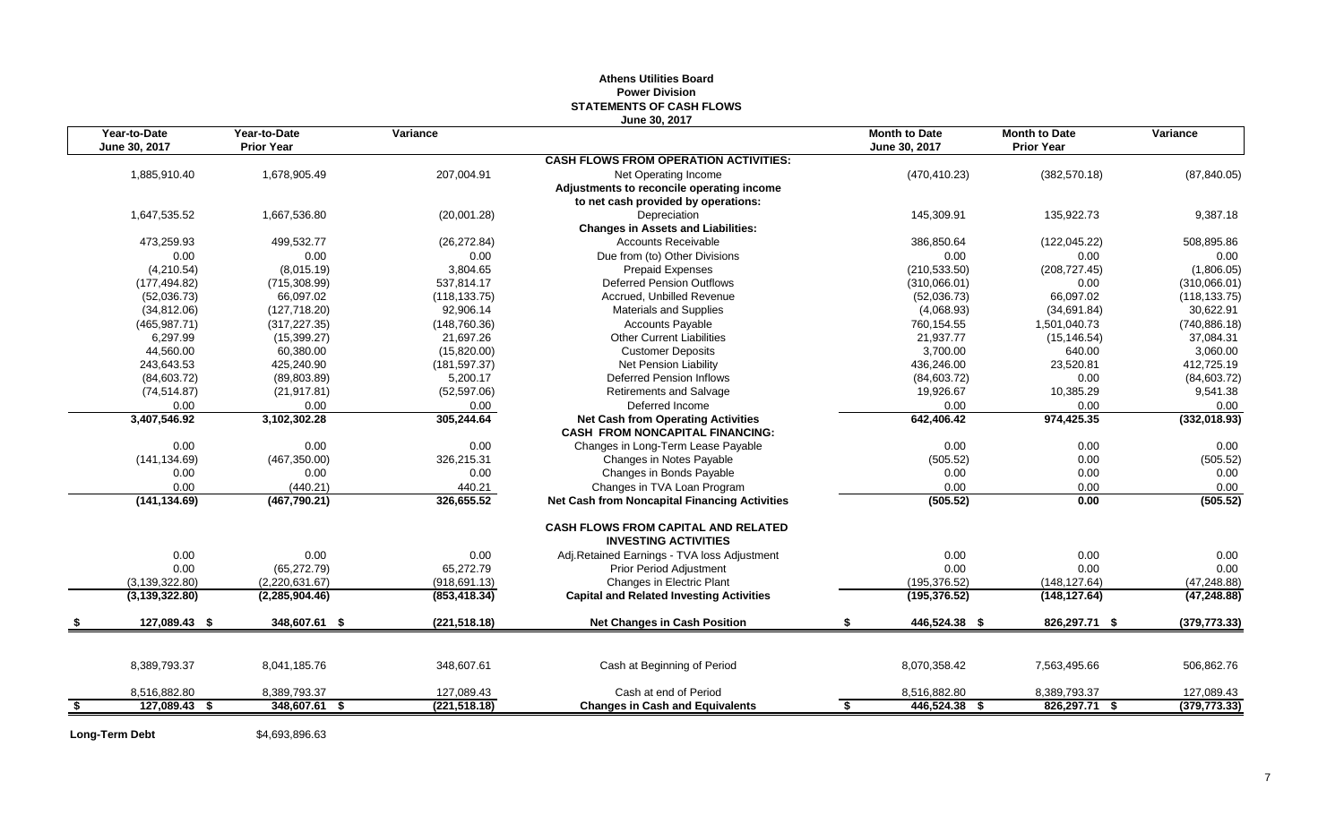# Athens Utilities Board
## Power Division
## STATEMENTS OF CASH FLOWS
### June 30, 2017

| Year-to-Date June 30, 2017 | Year-to-Date Prior Year | Variance | | Month to Date June 30, 2017 | Month to Date Prior Year | Variance |
|---|---|---|---|---|---|---|
| | | | **CASH FLOWS FROM OPERATION ACTIVITIES:** | | | |
| 1,885,910.40 | 1,678,905.49 | 207,004.91 | Net Operating Income | (470,410.23) | (382,570.18) | (87,840.05) |
| | | | **Adjustments to reconcile operating income** | | | |
| | | | **to net cash provided by operations:** | | | |
| 1,647,535.52 | 1,667,536.80 | (20,001.28) | Depreciation | 145,309.91 | 135,922.73 | 9,387.18 |
| | | | **Changes in Assets and Liabilities:** | | | |
| 473,259.93 | 499,532.77 | (26,272.84) | Accounts Receivable | 386,850.64 | (122,045.22) | 508,895.86 |
| 0.00 | 0.00 | 0.00 | Due from (to) Other Divisions | 0.00 | 0.00 | 0.00 |
| (4,210.54) | (8,015.19) | 3,804.65 | Prepaid Expenses | (210,533.50) | (208,727.45) | (1,806.05) |
| (177,494.82) | (715,308.99) | 537,814.17 | Deferred Pension Outflows | (310,066.01) | 0.00 | (310,066.01) |
| (52,036.73) | 66,097.02 | (118,133.75) | Accrued, Unbilled Revenue | (52,036.73) | 66,097.02 | (118,133.75) |
| (34,812.06) | (127,718.20) | 92,906.14 | Materials and Supplies | (4,068.93) | (34,691.84) | 30,622.91 |
| (465,987.71) | (317,227.35) | (148,760.36) | Accounts Payable | 760,154.55 | 1,501,040.73 | (740,886.18) |
| 6,297.99 | (15,399.27) | 21,697.26 | Other Current Liabilities | 21,937.77 | (15,146.54) | 37,084.31 |
| 44,560.00 | 60,380.00 | (15,820.00) | Customer Deposits | 3,700.00 | 640.00 | 3,060.00 |
| 243,643.53 | 425,240.90 | (181,597.37) | Net Pension Liability | 436,246.00 | 23,520.81 | 412,725.19 |
| (84,603.72) | (89,803.89) | 5,200.17 | Deferred Pension Inflows | (84,603.72) | 0.00 | (84,603.72) |
| (74,514.87) | (21,917.81) | (52,597.06) | Retirements and Salvage | 19,926.67 | 10,385.29 | 9,541.38 |
| 0.00 | 0.00 | 0.00 | Deferred Income | 0.00 | 0.00 | 0.00 |
| **3,407,546.92** | **3,102,302.28** | **305,244.64** | **Net Cash from Operating Activities** | **642,406.42** | **974,425.35** | **(332,018.93)** |
| | | | **CASH FROM NONCAPITAL FINANCING:** | | | |
| 0.00 | 0.00 | 0.00 | Changes in Long-Term Lease Payable | 0.00 | 0.00 | 0.00 |
| (141,134.69) | (467,350.00) | 326,215.31 | Changes in Notes Payable | (505.52) | 0.00 | (505.52) |
| 0.00 | 0.00 | 0.00 | Changes in Bonds Payable | 0.00 | 0.00 | 0.00 |
| 0.00 | (440.21) | 440.21 | Changes in TVA Loan Program | 0.00 | 0.00 | 0.00 |
| **(141,134.69)** | **(467,790.21)** | **326,655.52** | **Net Cash from Noncapital Financing Activities** | **(505.52)** | **0.00** | **(505.52)** |
| | | | **CASH FLOWS FROM CAPITAL AND RELATED INVESTING ACTIVITIES** | | | |
| 0.00 | 0.00 | 0.00 | Adj.Retained Earnings - TVA loss Adjustment | 0.00 | 0.00 | 0.00 |
| 0.00 | (65,272.79) | 65,272.79 | Prior Period Adjustment | 0.00 | 0.00 | 0.00 |
| (3,139,322.80) | (2,220,631.67) | (918,691.13) | Changes in Electric Plant | (195,376.52) | (148,127.64) | (47,248.88) |
| **(3,139,322.80)** | **(2,285,904.46)** | **(853,418.34)** | **Capital and Related Investing Activities** | **(195,376.52)** | **(148,127.64)** | **(47,248.88)** |
| **$ 127,089.43** | **$ 348,607.61** | **$ (221,518.18)** | **Net Changes in Cash Position** | **$ 446,524.38** | **$ 826,297.71** | **$ (379,773.33)** |
| 8,389,793.37 | 8,041,185.76 | 348,607.61 | Cash at Beginning of Period | 8,070,358.42 | 7,563,495.66 | 506,862.76 |
| 8,516,882.80 | 8,389,793.37 | 127,089.43 | Cash at end of Period | 8,516,882.80 | 8,389,793.37 | 127,089.43 |
| **$ 127,089.43** | **$ 348,607.61** | **$ (221,518.18)** | **Changes in Cash and Equivalents** | **$ 446,524.38** | **$ 826,297.71** | **$ (379,773.33)** |

**Long-Term Debt** $4,693,896.63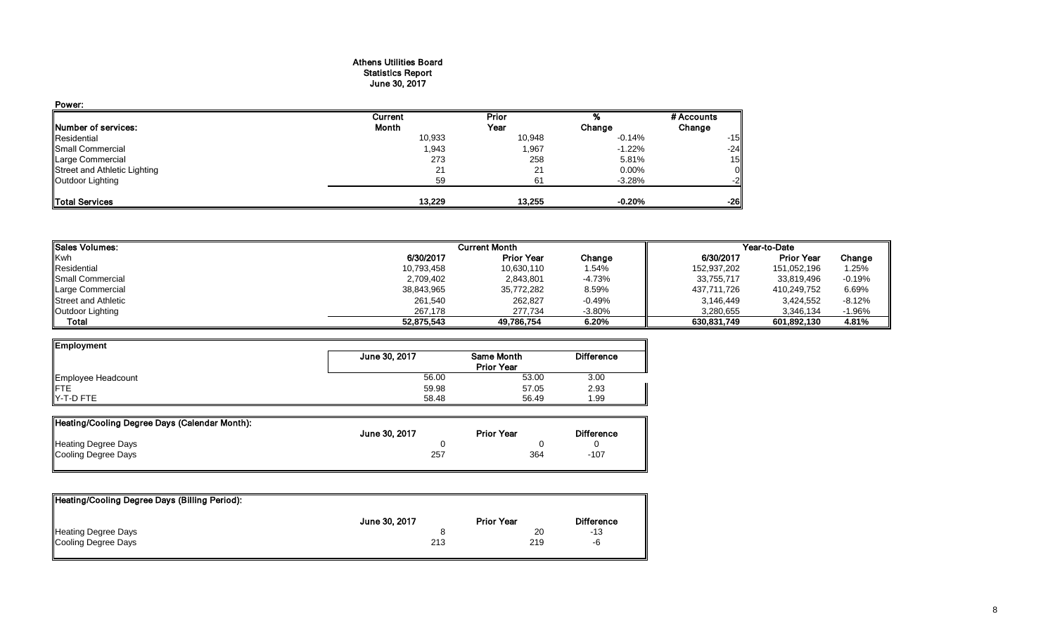# Athens Utilities Board
## Statistics Report
## June 30, 2017

**Power:**

| Number of services: | Current Month | Prior Year | % Change | # Accounts Change |
|---|---|---|---|---|
| Residential | 10,933 | 10,948 | -0.14% | -15 |
| Small Commercial | 1,943 | 1,967 | -1.22% | -24 |
| Large Commercial | 273 | 258 | 5.81% | 15 |
| Street and Athletic Lighting | 21 | 21 | 0.00% | 0 |
| Outdoor Lighting | 59 | 61 | -3.28% | -2 |
| **Total Services** | **13,229** | **13,255** | **-0.20%** | **-26** |

| Sales Volumes: | Current Month | | | Year-to-Date | | |
|---|---|---|---|---|---|---|
| Kwh | 6/30/2017 | Prior Year | Change | 6/30/2017 | Prior Year | Change |
| Residential | 10,793,458 | 10,630,110 | 1.54% | 152,937,202 | 151,052,196 | 1.25% |
| Small Commercial | 2,709,402 | 2,843,801 | -4.73% | 33,755,717 | 33,819,496 | -0.19% |
| Large Commercial | 38,843,965 | 35,772,282 | 8.59% | 437,711,726 | 410,249,752 | 6.69% |
| Street and Athletic | 261,540 | 262,827 | -0.49% | 3,146,449 | 3,424,552 | -8.12% |
| Outdoor Lighting | 267,178 | 277,734 | -3.80% | 3,280,655 | 3,346,134 | -1.96% |
| **Total** | **52,875,543** | **49,786,754** | **6.20%** | **630,831,749** | **601,892,130** | **4.81%** |

| Employment | June 30, 2017 | Same Month Prior Year | Difference |
|---|---|---|---|
| Employee Headcount | 56.00 | 53.00 | 3.00 |
| FTE | 59.98 | 57.05 | 2.93 |
| Y-T-D FTE | 58.48 | 56.49 | 1.99 |

| Heating/Cooling Degree Days (Calendar Month): | June 30, 2017 | Prior Year | Difference |
|---|---|---|---|
| Heating Degree Days | 0 | 0 | 0 |
| Cooling Degree Days | 257 | 364 | -107 |

| Heating/Cooling Degree Days (Billing Period): | June 30, 2017 | Prior Year | Difference |
|---|---|---|---|
| Heating Degree Days | 8 | 20 | -13 |
| Cooling Degree Days | 213 | 219 | -6 |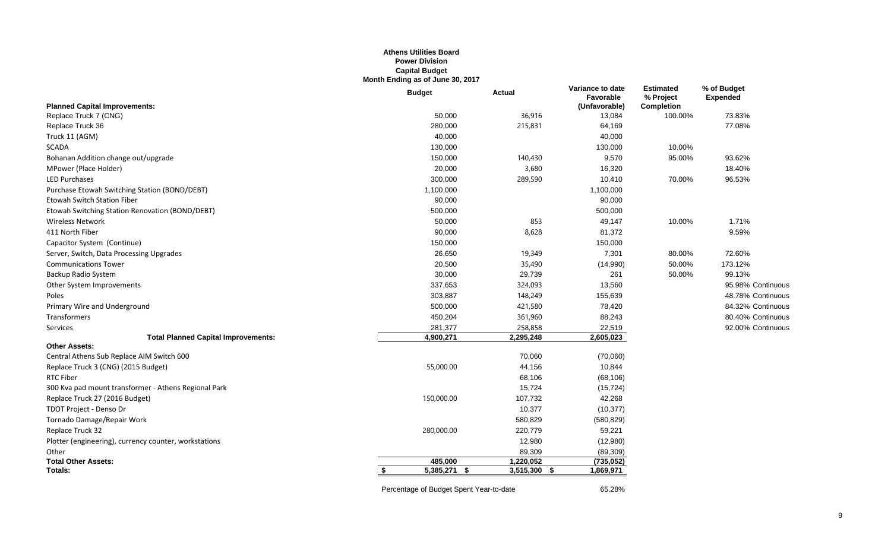**Athens Utilities Board**
**Power Division**
**Capital Budget**
**Month Ending as of June 30, 2017**

| Planned Capital Improvements: | Budget | Actual | Variance to date Favorable (Unfavorable) | Estimated % Project Completion | % of Budget Expended |
|---|---|---|---|---|---|
| Replace Truck 7 (CNG) | 50,000 | 36,916 | 13,084 | 100.00% | 73.83% |
| Replace Truck 36 | 280,000 | 215,831 | 64,169 | | 77.08% |
| Truck 11 (AGM) | 40,000 | | 40,000 | | |
| SCADA | 130,000 | | 130,000 | 10.00% | |
| Bohanan Addition change out/upgrade | 150,000 | 140,430 | 9,570 | 95.00% | 93.62% |
| MPower (Place Holder) | 20,000 | 3,680 | 16,320 | | 18.40% |
| LED Purchases | 300,000 | 289,590 | 10,410 | 70.00% | 96.53% |
| Purchase Etowah Switching Station (BOND/DEBT) | 1,100,000 | | 1,100,000 | | |
| Etowah Switch Station Fiber | 90,000 | | 90,000 | | |
| Etowah Switching Station Renovation (BOND/DEBT) | 500,000 | | 500,000 | | |
| Wireless Network | 50,000 | 853 | 49,147 | 10.00% | 1.71% |
| 411 North Fiber | 90,000 | 8,628 | 81,372 | | 9.59% |
| Capacitor System (Continue) | 150,000 | | 150,000 | | |
| Server, Switch, Data Processing Upgrades | 26,650 | 19,349 | 7,301 | 80.00% | 72.60% |
| Communications Tower | 20,500 | 35,490 | (14,990) | 50.00% | 173.12% |
| Backup Radio System | 30,000 | 29,739 | 261 | 50.00% | 99.13% |
| Other System Improvements | 337,653 | 324,093 | 13,560 | | 95.98% Continuous |
| Poles | 303,887 | 148,249 | 155,639 | | 48.78% Continuous |
| Primary Wire and Underground | 500,000 | 421,580 | 78,420 | | 84.32% Continuous |
| Transformers | 450,204 | 361,960 | 88,243 | | 80.40% Continuous |
| Services | 281,377 | 258,858 | 22,519 | | 92.00% Continuous |
| **Total Planned Capital Improvements:** | **4,900,271** | **2,295,248** | **2,605,023** | | |
| **Other Assets:** | | | | | |
| Central Athens Sub Replace AIM Switch 600 | | 70,060 | (70,060) | | |
| Replace Truck 3 (CNG) (2015 Budget) | 55,000.00 | 44,156 | 10,844 | | |
| RTC Fiber | | 68,106 | (68,106) | | |
| 300 Kva pad mount transformer - Athens Regional Park | | 15,724 | (15,724) | | |
| Replace Truck 27 (2016 Budget) | 150,000.00 | 107,732 | 42,268 | | |
| TDOT Project - Denso Dr | | 10,377 | (10,377) | | |
| Tornado Damage/Repair Work | | 580,829 | (580,829) | | |
| Replace Truck 32 | 280,000.00 | 220,779 | 59,221 | | |
| Plotter (engineering), currency counter, workstations | | 12,980 | (12,980) | | |
| Other | | 89,309 | (89,309) | | |
| **Total Other Assets:** | **485,000** | **1,220,052** | **(735,052)** | | |
| **Totals:** | **$ 5,385,271** | **$ 3,515,300** | **$ 1,869,971** | | |

Percentage of Budget Spent Year-to-date 65.28%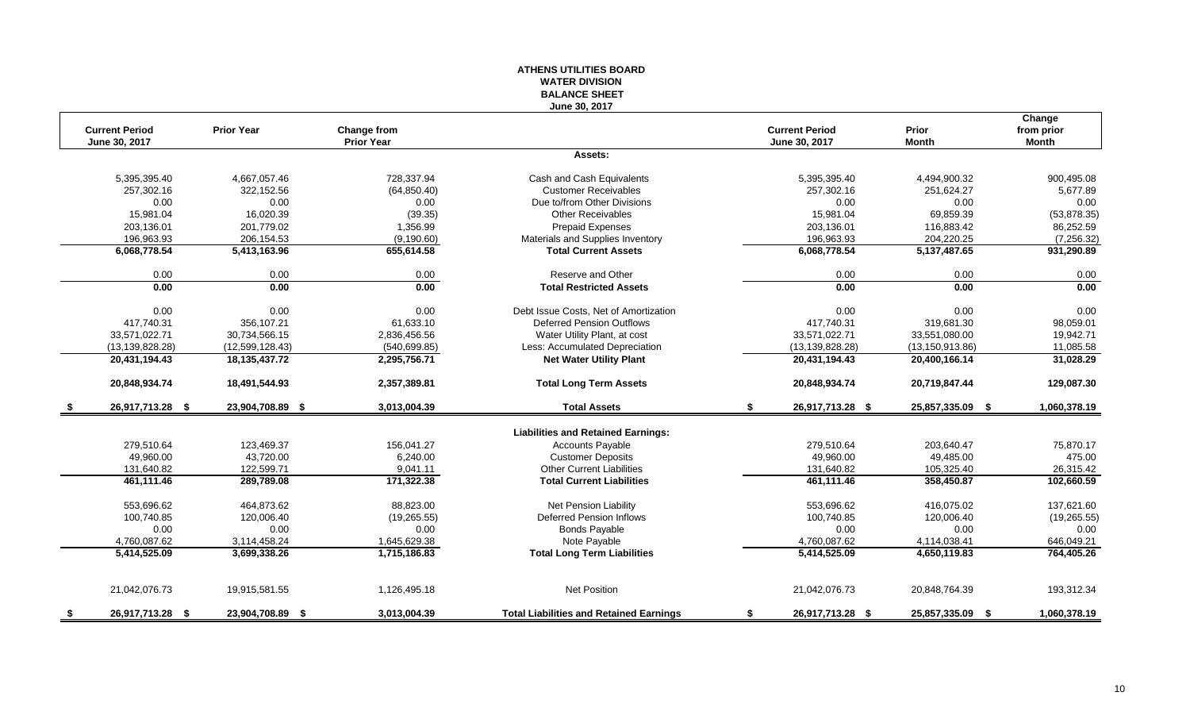**ATHENS UTILITIES BOARD**
**WATER DIVISION**
**BALANCE SHEET**
**June 30, 2017**

| Current Period June 30, 2017 | Prior Year | Change from Prior Year | | Current Period June 30, 2017 | Prior Month | Change from prior Month |
|---|---|---|---|---|---|---|
| | | | **Assets:** | | | |
| 5,395,395.40 | 4,667,057.46 | 728,337.94 | Cash and Cash Equivalents | 5,395,395.40 | 4,494,900.32 | 900,495.08 |
| 257,302.16 | 322,152.56 | (64,850.40) | Customer Receivables | 257,302.16 | 251,624.27 | 5,677.89 |
| 0.00 | 0.00 | 0.00 | Due to/from Other Divisions | 0.00 | 0.00 | 0.00 |
| 15,981.04 | 16,020.39 | (39.35) | Other Receivables | 15,981.04 | 69,859.39 | (53,878.35) |
| 203,136.01 | 201,779.02 | 1,356.99 | Prepaid Expenses | 203,136.01 | 116,883.42 | 86,252.59 |
| 196,963.93 | 206,154.53 | (9,190.60) | Materials and Supplies Inventory | 196,963.93 | 204,220.25 | (7,256.32) |
| **6,068,778.54** | **5,413,163.96** | **655,614.58** | **Total Current Assets** | **6,068,778.54** | **5,137,487.65** | **931,290.89** |
| 0.00 | 0.00 | 0.00 | Reserve and Other | 0.00 | 0.00 | 0.00 |
| **0.00** | **0.00** | **0.00** | **Total Restricted Assets** | **0.00** | **0.00** | **0.00** |
| 0.00 | 0.00 | 0.00 | Debt Issue Costs, Net of Amortization | 0.00 | 0.00 | 0.00 |
| 417,740.31 | 356,107.21 | 61,633.10 | Deferred Pension Outflows | 417,740.31 | 319,681.30 | 98,059.01 |
| 33,571,022.71 | 30,734,566.15 | 2,836,456.56 | Water Utility Plant, at cost | 33,571,022.71 | 33,551,080.00 | 19,942.71 |
| (13,139,828.28) | (12,599,128.43) | (540,699.85) | Less: Accumulated Depreciation | (13,139,828.28) | (13,150,913.86) | 11,085.58 |
| **20,431,194.43** | **18,135,437.72** | **2,295,756.71** | **Net Water Utility Plant** | **20,431,194.43** | **20,400,166.14** | **31,028.29** |
| **20,848,934.74** | **18,491,544.93** | **2,357,389.81** | **Total Long Term Assets** | **20,848,934.74** | **20,719,847.44** | **129,087.30** |
| **$ 26,917,713.28** | **$ 23,904,708.89** | **$ 3,013,004.39** | **Total Assets** | **$ 26,917,713.28** | **$ 25,857,335.09** | **$ 1,060,378.19** |
| | | | **Liabilities and Retained Earnings:** | | | |
| 279,510.64 | 123,469.37 | 156,041.27 | Accounts Payable | 279,510.64 | 203,640.47 | 75,870.17 |
| 49,960.00 | 43,720.00 | 6,240.00 | Customer Deposits | 49,960.00 | 49,485.00 | 475.00 |
| 131,640.82 | 122,599.71 | 9,041.11 | Other Current Liabilities | 131,640.82 | 105,325.40 | 26,315.42 |
| **461,111.46** | **289,789.08** | **171,322.38** | **Total Current Liabilities** | **461,111.46** | **358,450.87** | **102,660.59** |
| 553,696.62 | 464,873.62 | 88,823.00 | Net Pension Liability | 553,696.62 | 416,075.02 | 137,621.60 |
| 100,740.85 | 120,006.40 | (19,265.55) | Deferred Pension Inflows | 100,740.85 | 120,006.40 | (19,265.55) |
| 0.00 | 0.00 | 0.00 | Bonds Payable | 0.00 | 0.00 | 0.00 |
| 4,760,087.62 | 3,114,458.24 | 1,645,629.38 | Note Payable | 4,760,087.62 | 4,114,038.41 | 646,049.21 |
| **5,414,525.09** | **3,699,338.26** | **1,715,186.83** | **Total Long Term Liabilities** | **5,414,525.09** | **4,650,119.83** | **764,405.26** |
| 21,042,076.73 | 19,915,581.55 | 1,126,495.18 | Net Position | 21,042,076.73 | 20,848,764.39 | 193,312.34 |
| **$ 26,917,713.28** | **$ 23,904,708.89** | **$ 3,013,004.39** | **Total Liabilities and Retained Earnings** | **$ 26,917,713.28** | **$ 25,857,335.09** | **$ 1,060,378.19** |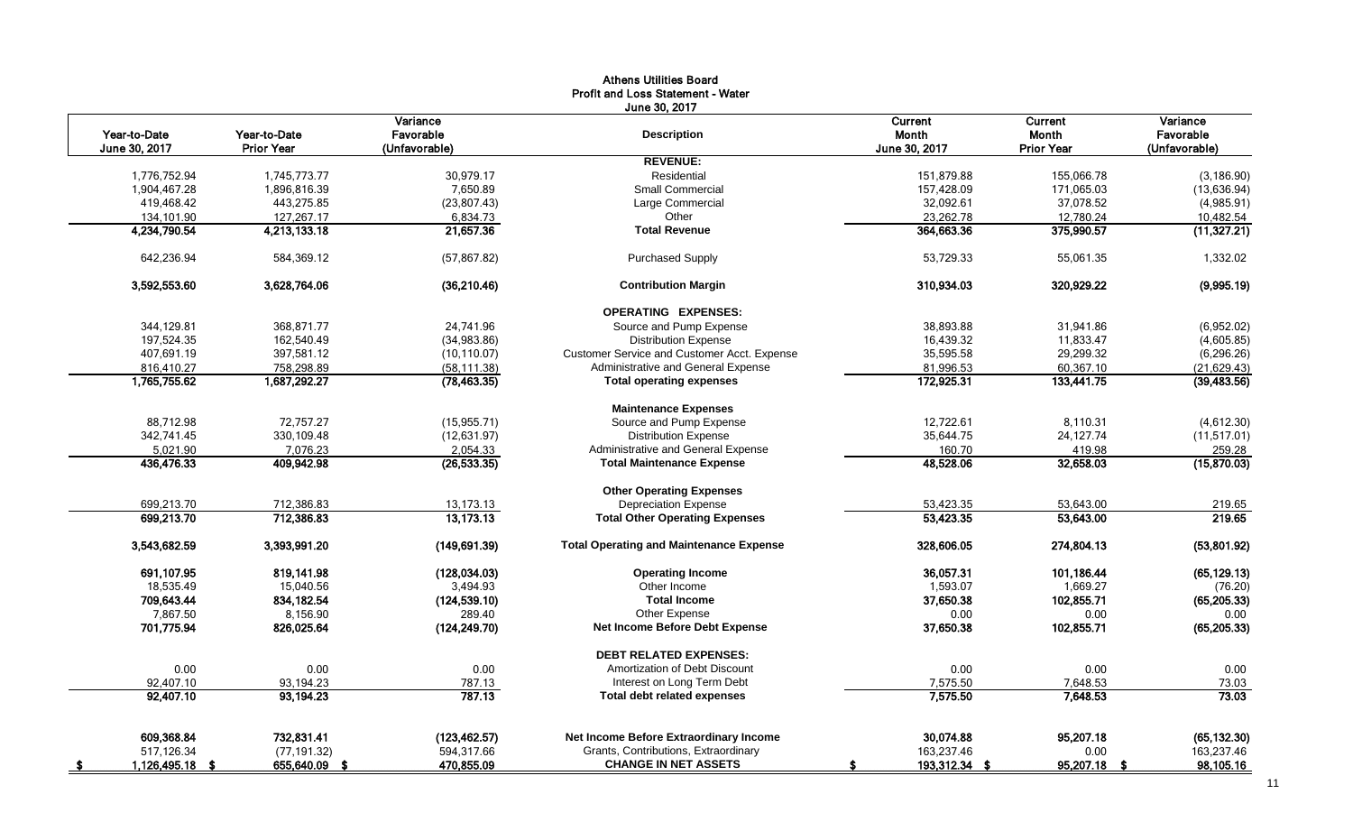# Athens Utilities Board
## Profit and Loss Statement - Water
### June 30, 2017

| Year-to-Date June 30, 2017 | Year-to-Date Prior Year | Variance Favorable (Unfavorable) | Description | Current Month June 30, 2017 | Current Month Prior Year | Variance Favorable (Unfavorable) |
|---|---|---|---|---|---|---|
| | | | **REVENUE:** | | | |
| 1,776,752.94 | 1,745,773.77 | 30,979.17 | Residential | 151,879.88 | 155,066.78 | (3,186.90) |
| 1,904,467.28 | 1,896,816.39 | 7,650.89 | Small Commercial | 157,428.09 | 171,065.03 | (13,636.94) |
| 419,468.42 | 443,275.85 | (23,807.43) | Large Commercial | 32,092.61 | 37,078.52 | (4,985.91) |
| 134,101.90 | 127,267.17 | 6,834.73 | Other | 23,262.78 | 12,780.24 | 10,482.54 |
| **4,234,790.54** | **4,213,133.18** | **21,657.36** | **Total Revenue** | **364,663.36** | **375,990.57** | **(11,327.21)** |
| 642,236.94 | 584,369.12 | (57,867.82) | Purchased Supply | 53,729.33 | 55,061.35 | 1,332.02 |
| **3,592,553.60** | **3,628,764.06** | **(36,210.46)** | **Contribution Margin** | **310,934.03** | **320,929.22** | **(9,995.19)** |
| | | | **OPERATING EXPENSES:** | | | |
| 344,129.81 | 368,871.77 | 24,741.96 | Source and Pump Expense | 38,893.88 | 31,941.86 | (6,952.02) |
| 197,524.35 | 162,540.49 | (34,983.86) | Distribution Expense | 16,439.32 | 11,833.47 | (4,605.85) |
| 407,691.19 | 397,581.12 | (10,110.07) | Customer Service and Customer Acct. Expense | 35,595.58 | 29,299.32 | (6,296.26) |
| 816,410.27 | 758,298.89 | (58,111.38) | Administrative and General Expense | 81,996.53 | 60,367.10 | (21,629.43) |
| **1,765,755.62** | **1,687,292.27** | **(78,463.35)** | **Total operating expenses** | **172,925.31** | **133,441.75** | **(39,483.56)** |
| | | | **Maintenance Expenses** | | | |
| 88,712.98 | 72,757.27 | (15,955.71) | Source and Pump Expense | 12,722.61 | 8,110.31 | (4,612.30) |
| 342,741.45 | 330,109.48 | (12,631.97) | Distribution Expense | 35,644.75 | 24,127.74 | (11,517.01) |
| 5,021.90 | 7,076.23 | 2,054.33 | Administrative and General Expense | 160.70 | 419.98 | 259.28 |
| **436,476.33** | **409,942.98** | **(26,533.35)** | **Total Maintenance Expense** | **48,528.06** | **32,658.03** | **(15,870.03)** |
| | | | **Other Operating Expenses** | | | |
| 699,213.70 | 712,386.83 | 13,173.13 | Depreciation Expense | 53,423.35 | 53,643.00 | 219.65 |
| **699,213.70** | **712,386.83** | **13,173.13** | **Total Other Operating Expenses** | **53,423.35** | **53,643.00** | **219.65** |
| **3,543,682.59** | **3,393,991.20** | **(149,691.39)** | **Total Operating and Maintenance Expense** | **328,606.05** | **274,804.13** | **(53,801.92)** |
| **691,107.95** | **819,141.98** | **(128,034.03)** | **Operating Income** | **36,057.31** | **101,186.44** | **(65,129.13)** |
| 18,535.49 | 15,040.56 | 3,494.93 | Other Income | 1,593.07 | 1,669.27 | (76.20) |
| **709,643.44** | **834,182.54** | **(124,539.10)** | **Total Income** | **37,650.38** | **102,855.71** | **(65,205.33)** |
| 7,867.50 | 8,156.90 | 289.40 | Other Expense | 0.00 | 0.00 | 0.00 |
| **701,775.94** | **826,025.64** | **(124,249.70)** | **Net Income Before Debt Expense** | **37,650.38** | **102,855.71** | **(65,205.33)** |
| | | | **DEBT RELATED EXPENSES:** | | | |
| 0.00 | 0.00 | 0.00 | Amortization of Debt Discount | 0.00 | 0.00 | 0.00 |
| 92,407.10 | 93,194.23 | 787.13 | Interest on Long Term Debt | 7,575.50 | 7,648.53 | 73.03 |
| **92,407.10** | **93,194.23** | **787.13** | **Total debt related expenses** | **7,575.50** | **7,648.53** | **73.03** |
| **609,368.84** | **732,831.41** | **(123,462.57)** | **Net Income Before Extraordinary Income** | **30,074.88** | **95,207.18** | **(65,132.30)** |
| 517,126.34 | (77,191.32) | 594,317.66 | Grants, Contributions, Extraordinary | 163,237.46 | 0.00 | 163,237.46 |
| **$ 1,126,495.18** | **$ 655,640.09** | **$ 470,855.09** | **CHANGE IN NET ASSETS** | **$ 193,312.34** | **$ 95,207.18** | **$ 98,105.16** |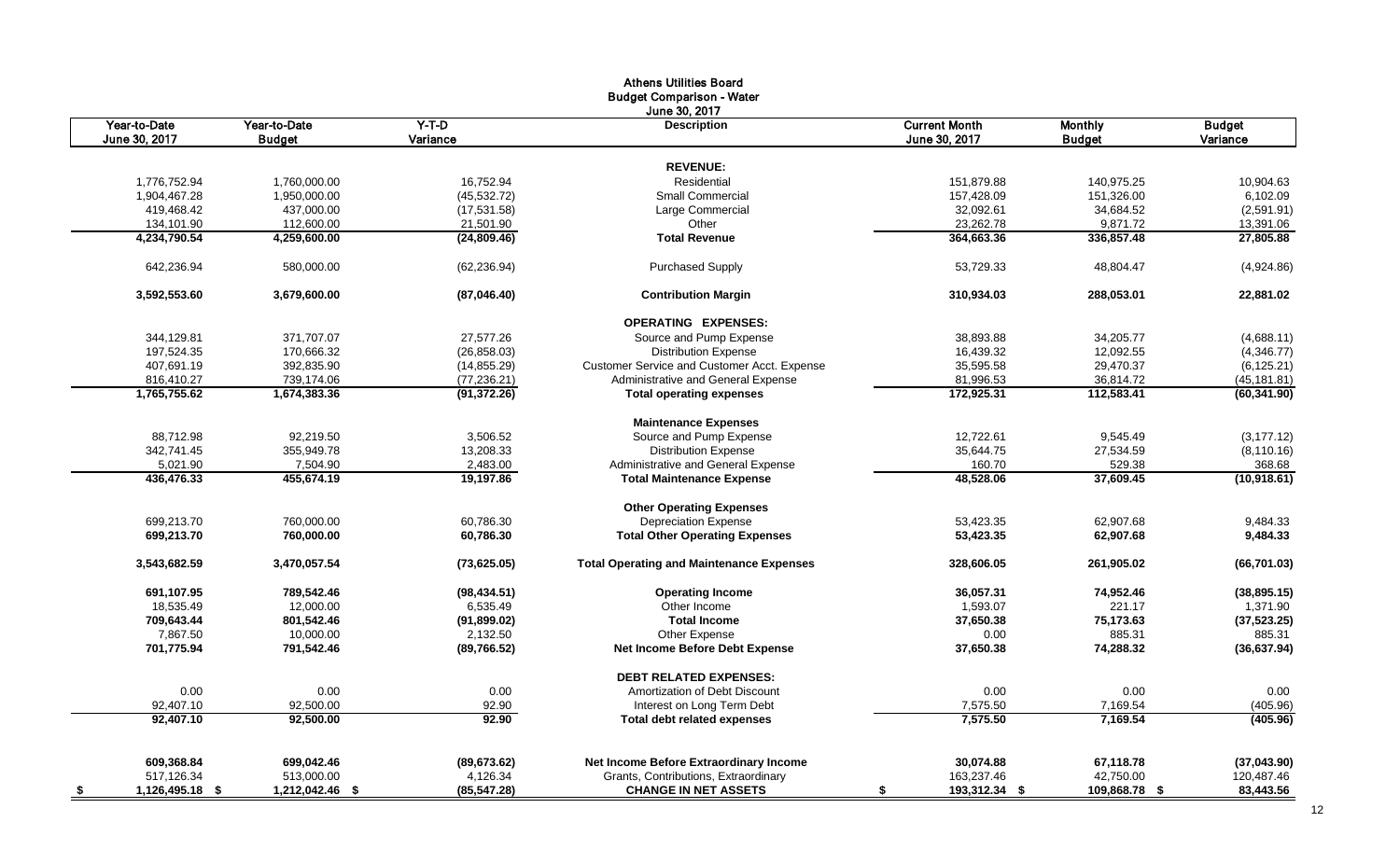# Athens Utilities Board
## Budget Comparison - Water
### June 30, 2017

| Year-to-Date June 30, 2017 | Year-to-Date Budget | Y-T-D Variance | Description | Current Month June 30, 2017 | Monthly Budget | Budget Variance |
|---|---|---|---|---|---|---|
| | | | **REVENUE:** | | | |
| 1,776,752.94 | 1,760,000.00 | 16,752.94 | Residential | 151,879.88 | 140,975.25 | 10,904.63 |
| 1,904,467.28 | 1,950,000.00 | (45,532.72) | Small Commercial | 157,428.09 | 151,326.00 | 6,102.09 |
| 419,468.42 | 437,000.00 | (17,531.58) | Large Commercial | 32,092.61 | 34,684.52 | (2,591.91) |
| 134,101.90 | 112,600.00 | 21,501.90 | Other | 23,262.78 | 9,871.72 | 13,391.06 |
| **4,234,790.54** | **4,259,600.00** | **(24,809.46)** | **Total Revenue** | **364,663.36** | **336,857.48** | **27,805.88** |
| 642,236.94 | 580,000.00 | (62,236.94) | Purchased Supply | 53,729.33 | 48,804.47 | (4,924.86) |
| **3,592,553.60** | **3,679,600.00** | **(87,046.40)** | **Contribution Margin** | **310,934.03** | **288,053.01** | **22,881.02** |
| | | | **OPERATING EXPENSES:** | | | |
| 344,129.81 | 371,707.07 | 27,577.26 | Source and Pump Expense | 38,893.88 | 34,205.77 | (4,688.11) |
| 197,524.35 | 170,666.32 | (26,858.03) | Distribution Expense | 16,439.32 | 12,092.55 | (4,346.77) |
| 407,691.19 | 392,835.90 | (14,855.29) | Customer Service and Customer Acct. Expense | 35,595.58 | 29,470.37 | (6,125.21) |
| 816,410.27 | 739,174.06 | (77,236.21) | Administrative and General Expense | 81,996.53 | 36,814.72 | (45,181.81) |
| **1,765,755.62** | **1,674,383.36** | **(91,372.26)** | **Total operating expenses** | **172,925.31** | **112,583.41** | **(60,341.90)** |
| | | | **Maintenance Expenses** | | | |
| 88,712.98 | 92,219.50 | 3,506.52 | Source and Pump Expense | 12,722.61 | 9,545.49 | (3,177.12) |
| 342,741.45 | 355,949.78 | 13,208.33 | Distribution Expense | 35,644.75 | 27,534.59 | (8,110.16) |
| 5,021.90 | 7,504.90 | 2,483.00 | Administrative and General Expense | 160.70 | 529.38 | 368.68 |
| **436,476.33** | **455,674.19** | **19,197.86** | **Total Maintenance Expense** | **48,528.06** | **37,609.45** | **(10,918.61)** |
| | | | **Other Operating Expenses** | | | |
| 699,213.70 | 760,000.00 | 60,786.30 | Depreciation Expense | 53,423.35 | 62,907.68 | 9,484.33 |
| **699,213.70** | **760,000.00** | **60,786.30** | **Total Other Operating Expenses** | **53,423.35** | **62,907.68** | **9,484.33** |
| **3,543,682.59** | **3,470,057.54** | **(73,625.05)** | **Total Operating and Maintenance Expenses** | **328,606.05** | **261,905.02** | **(66,701.03)** |
| **691,107.95** | **789,542.46** | **(98,434.51)** | **Operating Income** | **36,057.31** | **74,952.46** | **(38,895.15)** |
| 18,535.49 | 12,000.00 | 6,535.49 | Other Income | 1,593.07 | 221.17 | 1,371.90 |
| **709,643.44** | **801,542.46** | **(91,899.02)** | **Total Income** | **37,650.38** | **75,173.63** | **(37,523.25)** |
| 7,867.50 | 10,000.00 | 2,132.50 | Other Expense | 0.00 | 885.31 | 885.31 |
| **701,775.94** | **791,542.46** | **(89,766.52)** | **Net Income Before Debt Expense** | **37,650.38** | **74,288.32** | **(36,637.94)** |
| | | | **DEBT RELATED EXPENSES:** | | | |
| 0.00 | 0.00 | 0.00 | Amortization of Debt Discount | 0.00 | 0.00 | 0.00 |
| 92,407.10 | 92,500.00 | 92.90 | Interest on Long Term Debt | 7,575.50 | 7,169.54 | (405.96) |
| **92,407.10** | **92,500.00** | **92.90** | **Total debt related expenses** | **7,575.50** | **7,169.54** | **(405.96)** |
| **609,368.84** | **699,042.46** | **(89,673.62)** | **Net Income Before Extraordinary Income** | **30,074.88** | **67,118.78** | **(37,043.90)** |
| 517,126.34 | 513,000.00 | 4,126.34 | Grants, Contributions, Extraordinary | 163,237.46 | 42,750.00 | 120,487.46 |
| **$ 1,126,495.18** | **$ 1,212,042.46** | **$ (85,547.28)** | **CHANGE IN NET ASSETS** | **$ 193,312.34** | **$ 109,868.78** | **$ 83,443.56** |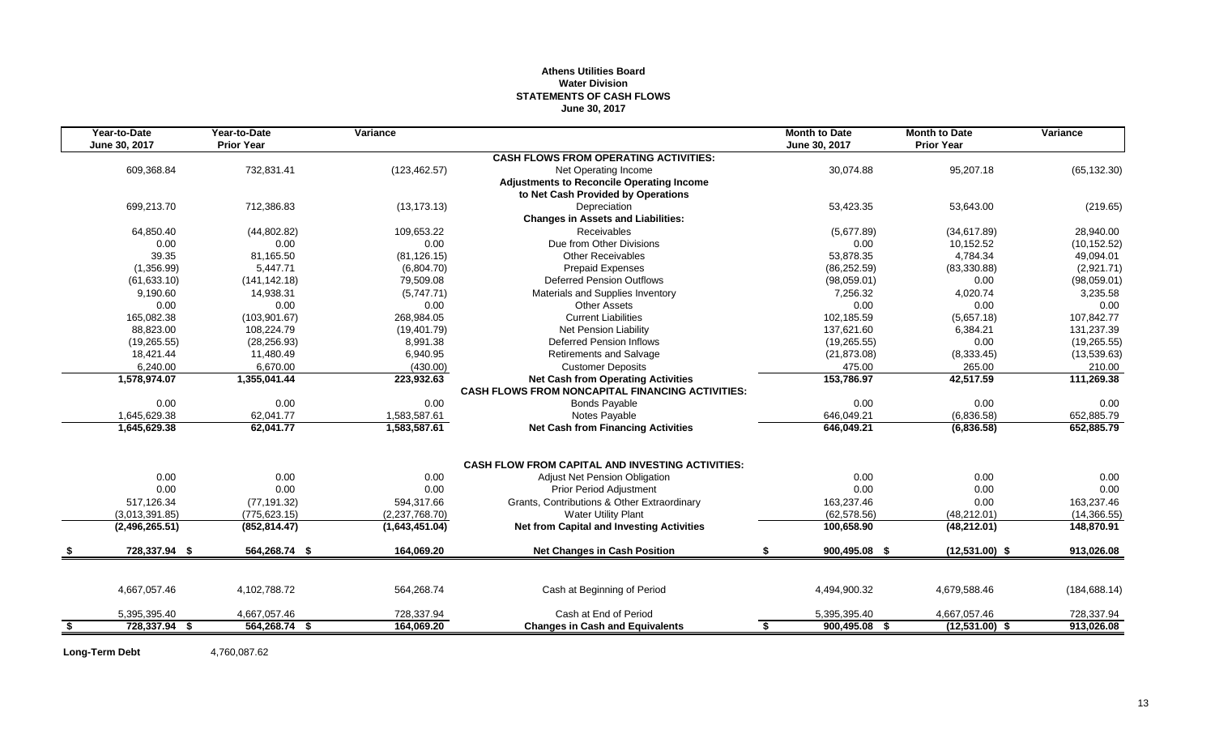# Athens Utilities Board
## Water Division
## STATEMENTS OF CASH FLOWS
## June 30, 2017

| Year-to-Date June 30, 2017 | Year-to-Date Prior Year | Variance | | Month to Date June 30, 2017 | Month to Date Prior Year | Variance |
|---|---|---|---|---|---|---|
| | | | **CASH FLOWS FROM OPERATING ACTIVITIES:** | | | |
| 609,368.84 | 732,831.41 | (123,462.57) | Net Operating Income | 30,074.88 | 95,207.18 | (65,132.30) |
| | | | **Adjustments to Reconcile Operating Income to Net Cash Provided by Operations** | | | |
| 699,213.70 | 712,386.83 | (13,173.13) | Depreciation | 53,423.35 | 53,643.00 | (219.65) |
| | | | **Changes in Assets and Liabilities:** | | | |
| 64,850.40 | (44,802.82) | 109,653.22 | Receivables | (5,677.89) | (34,617.89) | 28,940.00 |
| 0.00 | 0.00 | 0.00 | Due from Other Divisions | 0.00 | 10,152.52 | (10,152.52) |
| 39.35 | 81,165.50 | (81,126.15) | Other Receivables | 53,878.35 | 4,784.34 | 49,094.01 |
| (1,356.99) | 5,447.71 | (6,804.70) | Prepaid Expenses | (86,252.59) | (83,330.88) | (2,921.71) |
| (61,633.10) | (141,142.18) | 79,509.08 | Deferred Pension Outflows | (98,059.01) | 0.00 | (98,059.01) |
| 9,190.60 | 14,938.31 | (5,747.71) | Materials and Supplies Inventory | 7,256.32 | 4,020.74 | 3,235.58 |
| 0.00 | 0.00 | 0.00 | Other Assets | 0.00 | 0.00 | 0.00 |
| 165,082.38 | (103,901.67) | 268,984.05 | Current Liabilities | 102,185.59 | (5,657.18) | 107,842.77 |
| 88,823.00 | 108,224.79 | (19,401.79) | Net Pension Liability | 137,621.60 | 6,384.21 | 131,237.39 |
| (19,265.55) | (28,256.93) | 8,991.38 | Deferred Pension Inflows | (19,265.55) | 0.00 | (19,265.55) |
| 18,421.44 | 11,480.49 | 6,940.95 | Retirements and Salvage | (21,873.08) | (8,333.45) | (13,539.63) |
| 6,240.00 | 6,670.00 | (430.00) | Customer Deposits | 475.00 | 265.00 | 210.00 |
| **1,578,974.07** | **1,355,041.44** | **223,932.63** | **Net Cash from Operating Activities** | **153,786.97** | **42,517.59** | **111,269.38** |
| | | | **CASH FLOWS FROM NONCAPITAL FINANCING ACTIVITIES:** | | | |
| 0.00 | 0.00 | 0.00 | Bonds Payable | 0.00 | 0.00 | 0.00 |
| 1,645,629.38 | 62,041.77 | 1,583,587.61 | Notes Payable | 646,049.21 | (6,836.58) | 652,885.79 |
| **1,645,629.38** | **62,041.77** | **1,583,587.61** | **Net Cash from Financing Activities** | **646,049.21** | **(6,836.58)** | **652,885.79** |
| | | | **CASH FLOW FROM CAPITAL AND INVESTING ACTIVITIES:** | | | |
| 0.00 | 0.00 | 0.00 | Adjust Net Pension Obligation | 0.00 | 0.00 | 0.00 |
| 0.00 | 0.00 | 0.00 | Prior Period Adjustment | 0.00 | 0.00 | 0.00 |
| 517,126.34 | (77,191.32) | 594,317.66 | Grants, Contributions & Other Extraordinary | 163,237.46 | 0.00 | 163,237.46 |
| (3,013,391.85) | (775,623.15) | (2,237,768.70) | Water Utility Plant | (62,578.56) | (48,212.01) | (14,366.55) |
| **(2,496,265.51)** | **(852,814.47)** | **(1,643,451.04)** | **Net from Capital and Investing Activities** | **100,658.90** | **(48,212.01)** | **148,870.91** |
| **$ 728,337.94** | **$ 564,268.74** | **$ 164,069.20** | **Net Changes in Cash Position** | **$ 900,495.08** | **$ (12,531.00)** | **$ 913,026.08** |
| 4,667,057.46 | 4,102,788.72 | 564,268.74 | Cash at Beginning of Period | 4,494,900.32 | 4,679,588.46 | (184,688.14) |
| 5,395,395.40 | 4,667,057.46 | 728,337.94 | Cash at End of Period | 5,395,395.40 | 4,667,057.46 | 728,337.94 |
| **$ 728,337.94** | **$ 564,268.74** | **$ 164,069.20** | **Changes in Cash and Equivalents** | **$ 900,495.08** | **$ (12,531.00)** | **$ 913,026.08** |

**Long-Term Debt** 4,760,087.62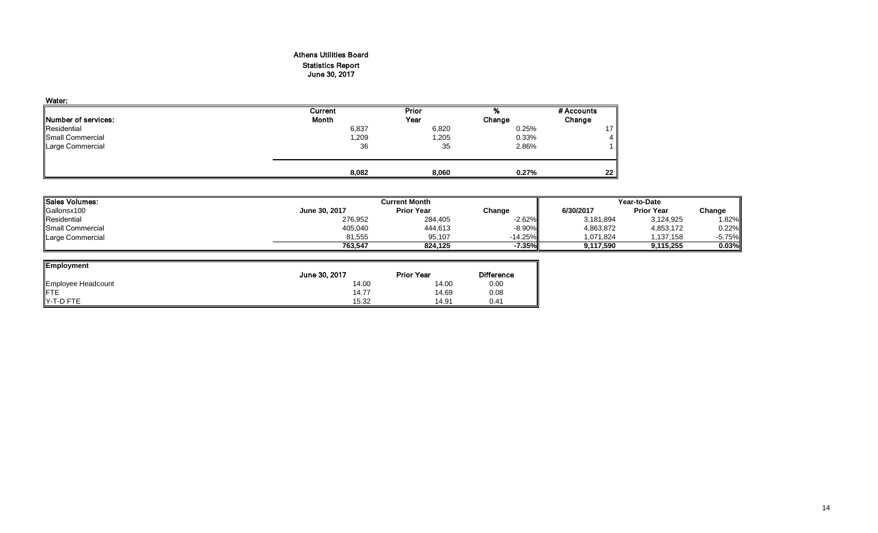# Athens Utilities Board
## Statistics Report
## June 30, 2017

**Water:**

| Number of services: | Current Month | Prior Year | % Change | # Accounts Change |
|---|---|---|---|---|
| Residential | 6,837 | 6,820 | 0.25% | 17 |
| Small Commercial | 1,209 | 1,205 | 0.33% | 4 |
| Large Commercial | 36 | 35 | 2.86% | 1 |
| | **8,082** | **8,060** | **0.27%** | **22** |

| Sales Volumes: | Current Month | | | Year-to-Date | | |
|---|---|---|---|---|---|---|
| Gallonsx100 | June 30, 2017 | Prior Year | Change | 6/30/2017 | Prior Year | Change |
| Residential | 276,952 | 284,405 | -2.62% | 3,181,894 | 3,124,925 | 1.82% |
| Small Commercial | 405,040 | 444,613 | -8.90% | 4,863,872 | 4,853,172 | 0.22% |
| Large Commercial | 81,555 | 95,107 | -14.25% | 1,071,824 | 1,137,158 | -5.75% |
| | **763,547** | **824,125** | **-7.35%** | **9,117,590** | **9,115,255** | **0.03%** |

| Employment | June 30, 2017 | Prior Year | Difference |
|---|---|---|---|
| Employee Headcount | 14.00 | 14.00 | 0.00 |
| FTE | 14.77 | 14.69 | 0.08 |
| Y-T-D FTE | 15.32 | 14.91 | 0.41 |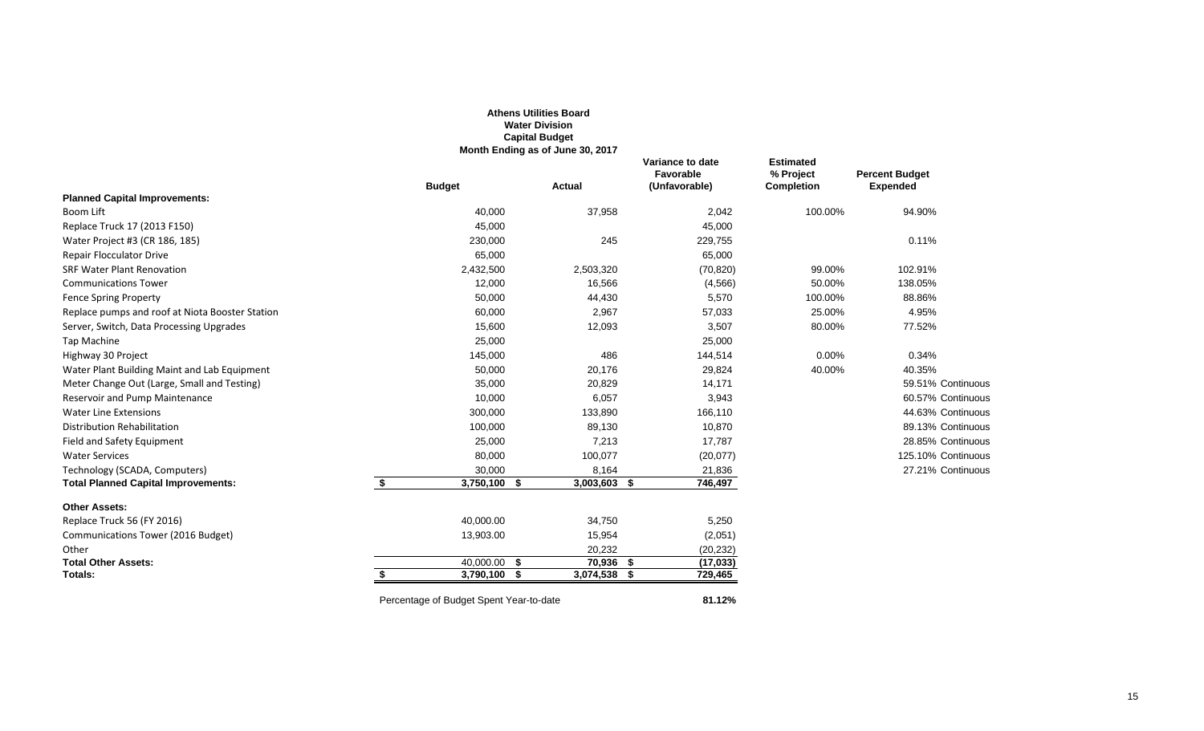**Athens Utilities Board**
**Water Division**
**Capital Budget**
**Month Ending as of June 30, 2017**

| | Budget | Actual | Variance to date Favorable (Unfavorable) | Estimated % Project Completion | Percent Budget Expended |
|---|---|---|---|---|---|
| **Planned Capital Improvements:** | | | | | |
| Boom Lift | 40,000 | 37,958 | 2,042 | 100.00% | 94.90% |
| Replace Truck 17 (2013 F150) | 45,000 | | 45,000 | | |
| Water Project #3 (CR 186, 185) | 230,000 | 245 | 229,755 | | 0.11% |
| Repair Flocculator Drive | 65,000 | | 65,000 | | |
| SRF Water Plant Renovation | 2,432,500 | 2,503,320 | (70,820) | 99.00% | 102.91% |
| Communications Tower | 12,000 | 16,566 | (4,566) | 50.00% | 138.05% |
| Fence Spring Property | 50,000 | 44,430 | 5,570 | 100.00% | 88.86% |
| Replace pumps and roof at Niota Booster Station | 60,000 | 2,967 | 57,033 | 25.00% | 4.95% |
| Server, Switch, Data Processing Upgrades | 15,600 | 12,093 | 3,507 | 80.00% | 77.52% |
| Tap Machine | 25,000 | | 25,000 | | |
| Highway 30 Project | 145,000 | 486 | 144,514 | 0.00% | 0.34% |
| Water Plant Building Maint and Lab Equipment | 50,000 | 20,176 | 29,824 | 40.00% | 40.35% |
| Meter Change Out (Large, Small and Testing) | 35,000 | 20,829 | 14,171 | | 59.51% Continuous |
| Reservoir and Pump Maintenance | 10,000 | 6,057 | 3,943 | | 60.57% Continuous |
| Water Line Extensions | 300,000 | 133,890 | 166,110 | | 44.63% Continuous |
| Distribution Rehabilitation | 100,000 | 89,130 | 10,870 | | 89.13% Continuous |
| Field and Safety Equipment | 25,000 | 7,213 | 17,787 | | 28.85% Continuous |
| Water Services | 80,000 | 100,077 | (20,077) | | 125.10% Continuous |
| Technology (SCADA, Computers) | 30,000 | 8,164 | 21,836 | | 27.21% Continuous |
| **Total Planned Capital Improvements:** | $ 3,750,100 | $ 3,003,603 | $ 746,497 | | |
| **Other Assets:** | | | | | |
| Replace Truck 56 (FY 2016) | 40,000.00 | 34,750 | 5,250 | | |
| Communications Tower (2016 Budget) | 13,903.00 | 15,954 | (2,051) | | |
| Other | | 20,232 | (20,232) | | |
| **Total Other Assets:** | 40,000.00 | $ 70,936 | $ (17,033) | | |
| **Totals:** | $ 3,790,100 | $ 3,074,538 | $ 729,465 | | |

Percentage of Budget Spent Year-to-date **81.12%**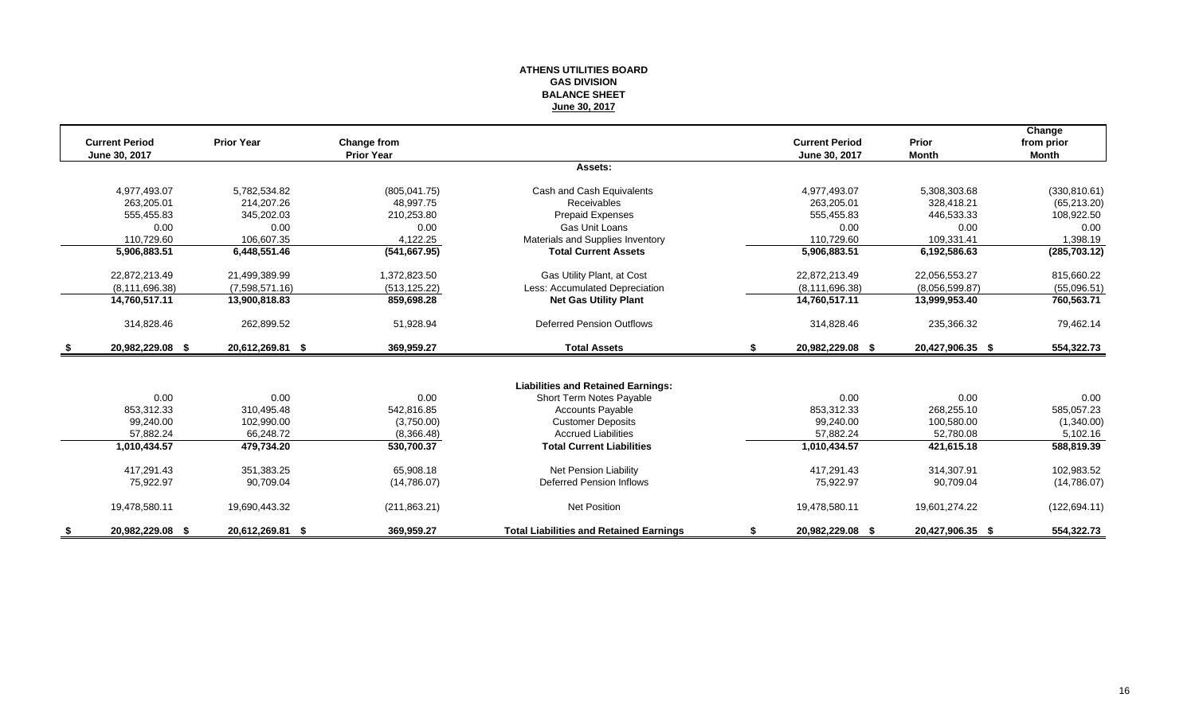**ATHENS UTILITIES BOARD**
**GAS DIVISION**
**BALANCE SHEET**
**June 30, 2017**

| Current Period June 30, 2017 | Prior Year | Change from Prior Year | | Current Period June 30, 2017 | Prior Month | Change from prior Month |
|---|---|---|---|---|---|---|
| | | | **Assets:** | | | |
| 4,977,493.07 | 5,782,534.82 | (805,041.75) | Cash and Cash Equivalents | 4,977,493.07 | 5,308,303.68 | (330,810.61) |
| 263,205.01 | 214,207.26 | 48,997.75 | Receivables | 263,205.01 | 328,418.21 | (65,213.20) |
| 555,455.83 | 345,202.03 | 210,253.80 | Prepaid Expenses | 555,455.83 | 446,533.33 | 108,922.50 |
| 0.00 | 0.00 | 0.00 | Gas Unit Loans | 0.00 | 0.00 | 0.00 |
| 110,729.60 | 106,607.35 | 4,122.25 | Materials and Supplies Inventory | 110,729.60 | 109,331.41 | 1,398.19 |
| **5,906,883.51** | **6,448,551.46** | **(541,667.95)** | **Total Current Assets** | **5,906,883.51** | **6,192,586.63** | **(285,703.12)** |
| 22,872,213.49 | 21,499,389.99 | 1,372,823.50 | Gas Utility Plant, at Cost | 22,872,213.49 | 22,056,553.27 | 815,660.22 |
| (8,111,696.38) | (7,598,571.16) | (513,125.22) | Less: Accumulated Depreciation | (8,111,696.38) | (8,056,599.87) | (55,096.51) |
| **14,760,517.11** | **13,900,818.83** | **859,698.28** | **Net Gas Utility Plant** | **14,760,517.11** | **13,999,953.40** | **760,563.71** |
| 314,828.46 | 262,899.52 | 51,928.94 | Deferred Pension Outflows | 314,828.46 | 235,366.32 | 79,462.14 |
| **$ 20,982,229.08** | **$ 20,612,269.81** | **$ 369,959.27** | **Total Assets** | **$ 20,982,229.08** | **$ 20,427,906.35** | **$ 554,322.73** |
| | | | **Liabilities and Retained Earnings:** | | | |
| 0.00 | 0.00 | 0.00 | Short Term Notes Payable | 0.00 | 0.00 | 0.00 |
| 853,312.33 | 310,495.48 | 542,816.85 | Accounts Payable | 853,312.33 | 268,255.10 | 585,057.23 |
| 99,240.00 | 102,990.00 | (3,750.00) | Customer Deposits | 99,240.00 | 100,580.00 | (1,340.00) |
| 57,882.24 | 66,248.72 | (8,366.48) | Accrued Liabilities | 57,882.24 | 52,780.08 | 5,102.16 |
| **1,010,434.57** | **479,734.20** | **530,700.37** | **Total Current Liabilities** | **1,010,434.57** | **421,615.18** | **588,819.39** |
| 417,291.43 | 351,383.25 | 65,908.18 | Net Pension Liability | 417,291.43 | 314,307.91 | 102,983.52 |
| 75,922.97 | 90,709.04 | (14,786.07) | Deferred Pension Inflows | 75,922.97 | 90,709.04 | (14,786.07) |
| 19,478,580.11 | 19,690,443.32 | (211,863.21) | Net Position | 19,478,580.11 | 19,601,274.22 | (122,694.11) |
| **$ 20,982,229.08** | **$ 20,612,269.81** | **$ 369,959.27** | **Total Liabilities and Retained Earnings** | **$ 20,982,229.08** | **$ 20,427,906.35** | **$ 554,322.73** |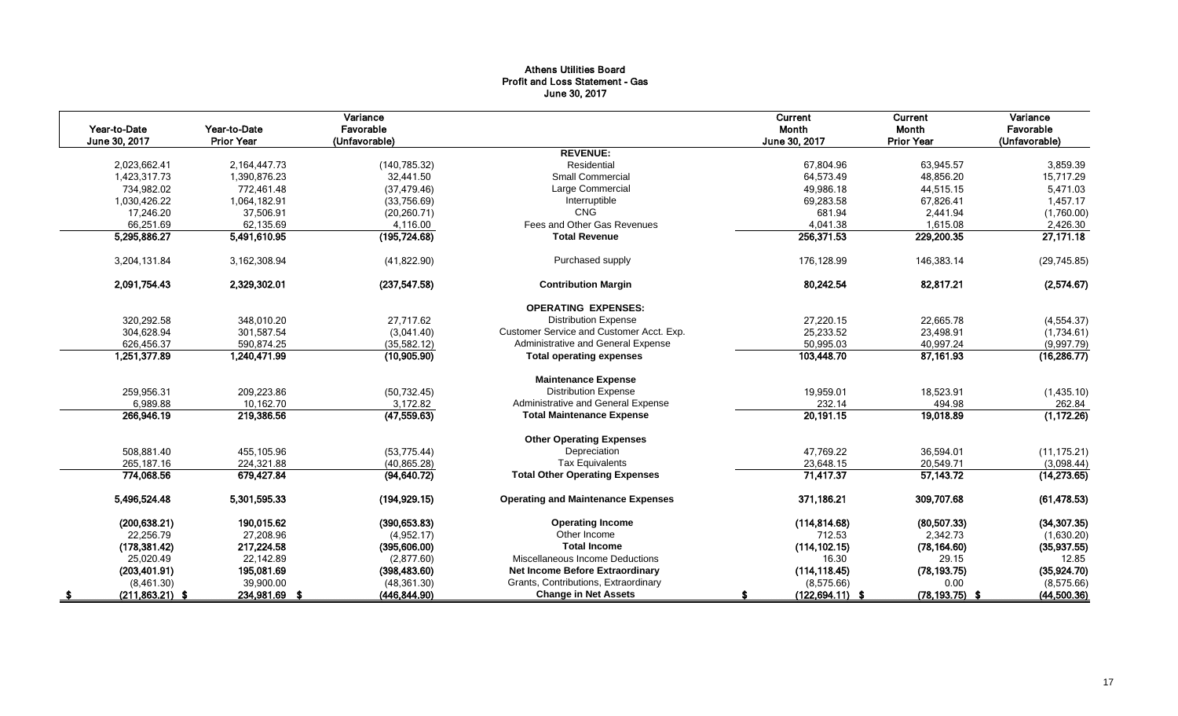# Athens Utilities Board
## Profit and Loss Statement - Gas
### June 30, 2017

| Year-to-Date June 30, 2017 | Year-to-Date Prior Year | Variance Favorable (Unfavorable) | | Current Month June 30, 2017 | Current Month Prior Year | Variance Favorable (Unfavorable) |
|---|---|---|---|---|---|---|
| | | | **REVENUE:** | | | |
| 2,023,662.41 | 2,164,447.73 | (140,785.32) | Residential | 67,804.96 | 63,945.57 | 3,859.39 |
| 1,423,317.73 | 1,390,876.23 | 32,441.50 | Small Commercial | 64,573.49 | 48,856.20 | 15,717.29 |
| 734,982.02 | 772,461.48 | (37,479.46) | Large Commercial | 49,986.18 | 44,515.15 | 5,471.03 |
| 1,030,426.22 | 1,064,182.91 | (33,756.69) | Interruptible | 69,283.58 | 67,826.41 | 1,457.17 |
| 17,246.20 | 37,506.91 | (20,260.71) | CNG | 681.94 | 2,441.94 | (1,760.00) |
| 66,251.69 | 62,135.69 | 4,116.00 | Fees and Other Gas Revenues | 4,041.38 | 1,615.08 | 2,426.30 |
| **5,295,886.27** | **5,491,610.95** | **(195,724.68)** | **Total Revenue** | **256,371.53** | **229,200.35** | **27,171.18** |
| 3,204,131.84 | 3,162,308.94 | (41,822.90) | Purchased supply | 176,128.99 | 146,383.14 | (29,745.85) |
| **2,091,754.43** | **2,329,302.01** | **(237,547.58)** | **Contribution Margin** | **80,242.54** | **82,817.21** | **(2,574.67)** |
| | | | **OPERATING EXPENSES:** | | | |
| 320,292.58 | 348,010.20 | 27,717.62 | Distribution Expense | 27,220.15 | 22,665.78 | (4,554.37) |
| 304,628.94 | 301,587.54 | (3,041.40) | Customer Service and Customer Acct. Exp. | 25,233.52 | 23,498.91 | (1,734.61) |
| 626,456.37 | 590,874.25 | (35,582.12) | Administrative and General Expense | 50,995.03 | 40,997.24 | (9,997.79) |
| **1,251,377.89** | **1,240,471.99** | **(10,905.90)** | **Total operating expenses** | **103,448.70** | **87,161.93** | **(16,286.77)** |
| | | | **Maintenance Expense** | | | |
| 259,956.31 | 209,223.86 | (50,732.45) | Distribution Expense | 19,959.01 | 18,523.91 | (1,435.10) |
| 6,989.88 | 10,162.70 | 3,172.82 | Administrative and General Expense | 232.14 | 494.98 | 262.84 |
| **266,946.19** | **219,386.56** | **(47,559.63)** | **Total Maintenance Expense** | **20,191.15** | **19,018.89** | **(1,172.26)** |
| | | | **Other Operating Expenses** | | | |
| 508,881.40 | 455,105.96 | (53,775.44) | Depreciation | 47,769.22 | 36,594.01 | (11,175.21) |
| 265,187.16 | 224,321.88 | (40,865.28) | Tax Equivalents | 23,648.15 | 20,549.71 | (3,098.44) |
| **774,068.56** | **679,427.84** | **(94,640.72)** | **Total Other Operating Expenses** | **71,417.37** | **57,143.72** | **(14,273.65)** |
| **5,496,524.48** | **5,301,595.33** | **(194,929.15)** | **Operating and Maintenance Expenses** | **371,186.21** | **309,707.68** | **(61,478.53)** |
| **(200,638.21)** | **190,015.62** | **(390,653.83)** | **Operating Income** | **(114,814.68)** | **(80,507.33)** | **(34,307.35)** |
| 22,256.79 | 27,208.96 | (4,952.17) | Other Income | 712.53 | 2,342.73 | (1,630.20) |
| **(178,381.42)** | **217,224.58** | **(395,606.00)** | **Total Income** | **(114,102.15)** | **(78,164.60)** | **(35,937.55)** |
| 25,020.49 | 22,142.89 | (2,877.60) | Miscellaneous Income Deductions | 16.30 | 29.15 | 12.85 |
| **(203,401.91)** | **195,081.69** | **(398,483.60)** | **Net Income Before Extraordinary** | **(114,118.45)** | **(78,193.75)** | **(35,924.70)** |
| (8,461.30) | 39,900.00 | (48,361.30) | Grants, Contributions, Extraordinary | (8,575.66) | 0.00 | (8,575.66) |
| **$ (211,863.21)** | **$ 234,981.69** | **$ (446,844.90)** | **Change in Net Assets** | **$ (122,694.11)** | **$ (78,193.75)** | **$ (44,500.36)** |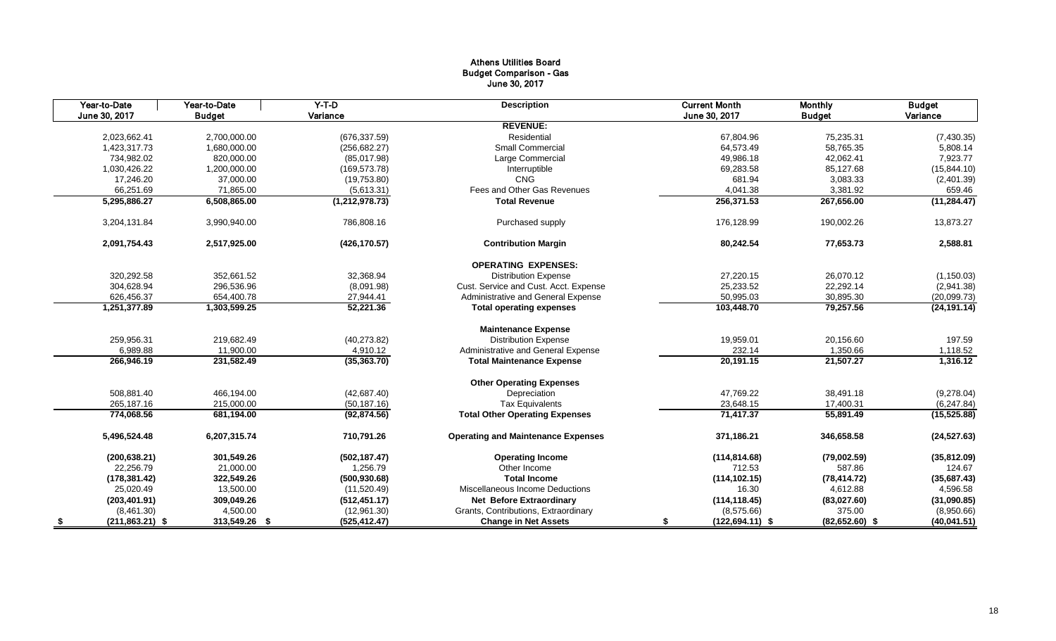# Athens Utilities Board
## Budget Comparison - Gas
### June 30, 2017

| Year-to-Date June 30, 2017 | Year-to-Date Budget | Y-T-D Variance | Description | Current Month June 30, 2017 | Monthly Budget | Budget Variance |
|---|---|---|---|---|---|---|
| | | | **REVENUE:** | | | |
| 2,023,662.41 | 2,700,000.00 | (676,337.59) | Residential | 67,804.96 | 75,235.31 | (7,430.35) |
| 1,423,317.73 | 1,680,000.00 | (256,682.27) | Small Commercial | 64,573.49 | 58,765.35 | 5,808.14 |
| 734,982.02 | 820,000.00 | (85,017.98) | Large Commercial | 49,986.18 | 42,062.41 | 7,923.77 |
| 1,030,426.22 | 1,200,000.00 | (169,573.78) | Interruptible | 69,283.58 | 85,127.68 | (15,844.10) |
| 17,246.20 | 37,000.00 | (19,753.80) | CNG | 681.94 | 3,083.33 | (2,401.39) |
| 66,251.69 | 71,865.00 | (5,613.31) | Fees and Other Gas Revenues | 4,041.38 | 3,381.92 | 659.46 |
| **5,295,886.27** | **6,508,865.00** | **(1,212,978.73)** | **Total Revenue** | **256,371.53** | **267,656.00** | **(11,284.47)** |
| 3,204,131.84 | 3,990,940.00 | 786,808.16 | Purchased supply | 176,128.99 | 190,002.26 | 13,873.27 |
| **2,091,754.43** | **2,517,925.00** | **(426,170.57)** | **Contribution Margin** | **80,242.54** | **77,653.73** | **2,588.81** |
| | | | **OPERATING EXPENSES:** | | | |
| 320,292.58 | 352,661.52 | 32,368.94 | Distribution Expense | 27,220.15 | 26,070.12 | (1,150.03) |
| 304,628.94 | 296,536.96 | (8,091.98) | Cust. Service and Cust. Acct. Expense | 25,233.52 | 22,292.14 | (2,941.38) |
| 626,456.37 | 654,400.78 | 27,944.41 | Administrative and General Expense | 50,995.03 | 30,895.30 | (20,099.73) |
| **1,251,377.89** | **1,303,599.25** | **52,221.36** | **Total operating expenses** | **103,448.70** | **79,257.56** | **(24,191.14)** |
| | | | **Maintenance Expense** | | | |
| 259,956.31 | 219,682.49 | (40,273.82) | Distribution Expense | 19,959.01 | 20,156.60 | 197.59 |
| 6,989.88 | 11,900.00 | 4,910.12 | Administrative and General Expense | 232.14 | 1,350.66 | 1,118.52 |
| **266,946.19** | **231,582.49** | **(35,363.70)** | **Total Maintenance Expense** | **20,191.15** | **21,507.27** | **1,316.12** |
| | | | **Other Operating Expenses** | | | |
| 508,881.40 | 466,194.00 | (42,687.40) | Depreciation | 47,769.22 | 38,491.18 | (9,278.04) |
| 265,187.16 | 215,000.00 | (50,187.16) | Tax Equivalents | 23,648.15 | 17,400.31 | (6,247.84) |
| **774,068.56** | **681,194.00** | **(92,874.56)** | **Total Other Operating Expenses** | **71,417.37** | **55,891.49** | **(15,525.88)** |
| **5,496,524.48** | **6,207,315.74** | **710,791.26** | **Operating and Maintenance Expenses** | **371,186.21** | **346,658.58** | **(24,527.63)** |
| **(200,638.21)** | **301,549.26** | **(502,187.47)** | **Operating Income** | **(114,814.68)** | **(79,002.59)** | **(35,812.09)** |
| 22,256.79 | 21,000.00 | 1,256.79 | Other Income | 712.53 | 587.86 | 124.67 |
| **(178,381.42)** | **322,549.26** | **(500,930.68)** | **Total Income** | **(114,102.15)** | **(78,414.72)** | **(35,687.43)** |
| 25,020.49 | 13,500.00 | (11,520.49) | Miscellaneous Income Deductions | 16.30 | 4,612.88 | 4,596.58 |
| **(203,401.91)** | **309,049.26** | **(512,451.17)** | **Net Before Extraordinary** | **(114,118.45)** | **(83,027.60)** | **(31,090.85)** |
| (8,461.30) | 4,500.00 | (12,961.30) | Grants, Contributions, Extraordinary | (8,575.66) | 375.00 | (8,950.66) |
| **$ (211,863.21)** | **$ 313,549.26** | **$ (525,412.47)** | **Change in Net Assets** | **$ (122,694.11)** | **$ (82,652.60)** | **$ (40,041.51)** |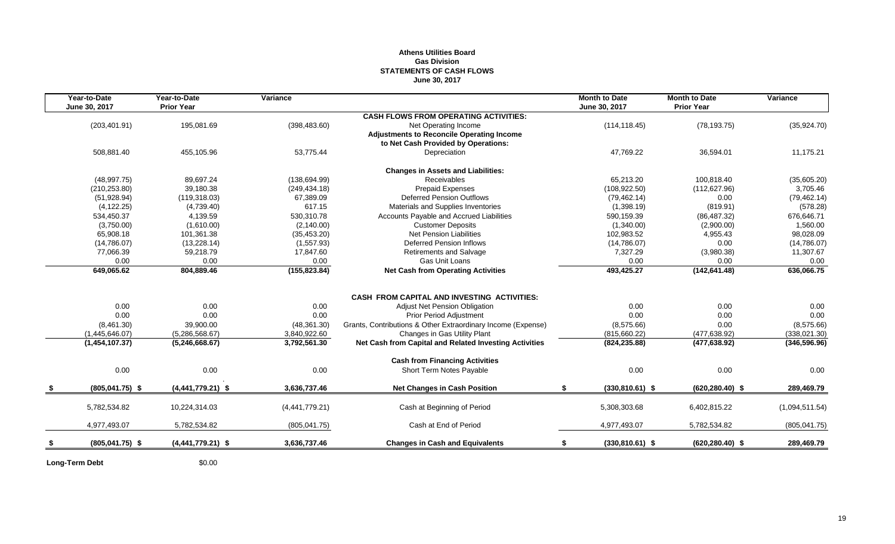**Athens Utilities Board**
**Gas Division**
**STATEMENTS OF CASH FLOWS**
**June 30, 2017**

| Year-to-Date June 30, 2017 | Year-to-Date Prior Year | Variance | | Month to Date June 30, 2017 | Month to Date Prior Year | Variance |
|---|---|---|---|---|---|---|
| | | | **CASH FLOWS FROM OPERATING ACTIVITIES:** | | | |
| (203,401.91) | 195,081.69 | (398,483.60) | Net Operating Income | (114,118.45) | (78,193.75) | (35,924.70) |
| | | | **Adjustments to Reconcile Operating Income to Net Cash Provided by Operations:** | | | |
| 508,881.40 | 455,105.96 | 53,775.44 | Depreciation | 47,769.22 | 36,594.01 | 11,175.21 |
| | | | **Changes in Assets and Liabilities:** | | | |
| (48,997.75) | 89,697.24 | (138,694.99) | Receivables | 65,213.20 | 100,818.40 | (35,605.20) |
| (210,253.80) | 39,180.38 | (249,434.18) | Prepaid Expenses | (108,922.50) | (112,627.96) | 3,705.46 |
| (51,928.94) | (119,318.03) | 67,389.09 | Deferred Pension Outflows | (79,462.14) | 0.00 | (79,462.14) |
| (4,122.25) | (4,739.40) | 617.15 | Materials and Supplies Inventories | (1,398.19) | (819.91) | (578.28) |
| 534,450.37 | 4,139.59 | 530,310.78 | Accounts Payable and Accrued Liabilities | 590,159.39 | (86,487.32) | 676,646.71 |
| (3,750.00) | (1,610.00) | (2,140.00) | Customer Deposits | (1,340.00) | (2,900.00) | 1,560.00 |
| 65,908.18 | 101,361.38 | (35,453.20) | Net Pension Liabilities | 102,983.52 | 4,955.43 | 98,028.09 |
| (14,786.07) | (13,228.14) | (1,557.93) | Deferred Pension Inflows | (14,786.07) | 0.00 | (14,786.07) |
| 77,066.39 | 59,218.79 | 17,847.60 | Retirements and Salvage | 7,327.29 | (3,980.38) | 11,307.67 |
| 0.00 | 0.00 | 0.00 | Gas Unit Loans | 0.00 | 0.00 | 0.00 |
| **649,065.62** | **804,889.46** | **(155,823.84)** | **Net Cash from Operating Activities** | **493,425.27** | **(142,641.48)** | **636,066.75** |
| | | | **CASH FROM CAPITAL AND INVESTING ACTIVITIES:** | | | |
| 0.00 | 0.00 | 0.00 | Adjust Net Pension Obligation | 0.00 | 0.00 | 0.00 |
| 0.00 | 0.00 | 0.00 | Prior Period Adjustment | 0.00 | 0.00 | 0.00 |
| (8,461.30) | 39,900.00 | (48,361.30) | Grants, Contributions & Other Extraordinary Income (Expense) | (8,575.66) | 0.00 | (8,575.66) |
| (1,445,646.07) | (5,286,568.67) | 3,840,922.60 | Changes in Gas Utility Plant | (815,660.22) | (477,638.92) | (338,021.30) |
| **(1,454,107.37)** | **(5,246,668.67)** | **3,792,561.30** | **Net Cash from Capital and Related Investing Activities** | **(824,235.88)** | **(477,638.92)** | **(346,596.96)** |
| | | | **Cash from Financing Activities** | | | |
| 0.00 | 0.00 | 0.00 | Short Term Notes Payable | 0.00 | 0.00 | 0.00 |
| **$ (805,041.75) $** | **(4,441,779.21) $** | **3,636,737.46** | **Net Changes in Cash Position** | **$ (330,810.61) $** | **(620,280.40) $** | **289,469.79** |
| 5,782,534.82 | 10,224,314.03 | (4,441,779.21) | Cash at Beginning of Period | 5,308,303.68 | 6,402,815.22 | (1,094,511.54) |
| 4,977,493.07 | 5,782,534.82 | (805,041.75) | Cash at End of Period | 4,977,493.07 | 5,782,534.82 | (805,041.75) |
| **$ (805,041.75) $** | **(4,441,779.21) $** | **3,636,737.46** | **Changes in Cash and Equivalents** | **$ (330,810.61) $** | **(620,280.40) $** | **289,469.79** |

**Long-Term Debt** $0.00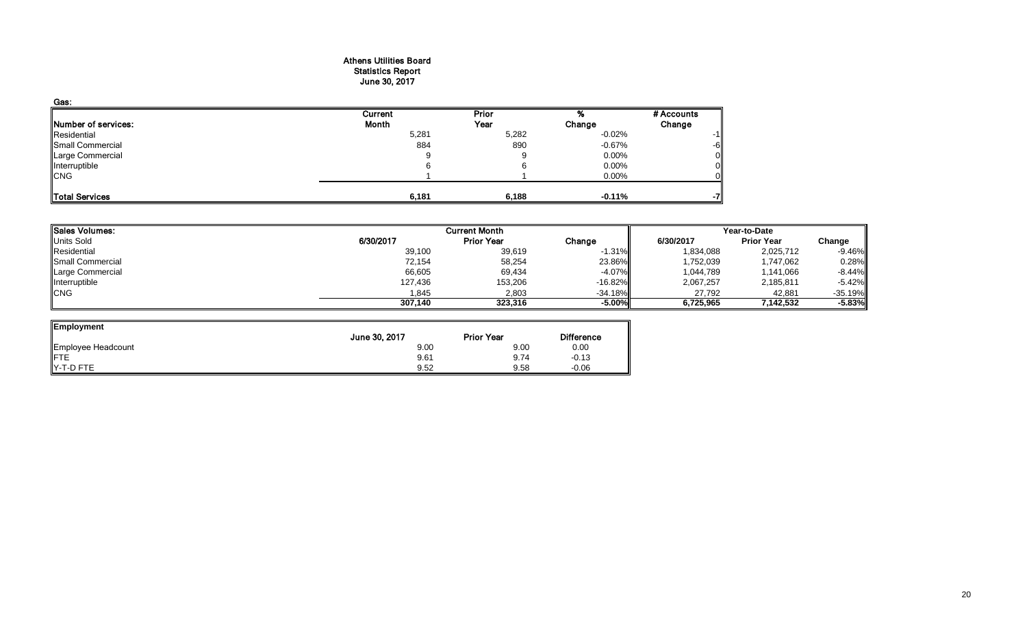# Athens Utilities Board
## Statistics Report
## June 30, 2017

**Gas:**

| Number of services: | Current Month | Prior Year | % Change | # Accounts Change |
|---|---|---|---|---|
| Residential | 5,281 | 5,282 | -0.02% | -1 |
| Small Commercial | 884 | 890 | -0.67% | -6 |
| Large Commercial | 9 | 9 | 0.00% | 0 |
| Interruptible | 6 | 6 | 0.00% | 0 |
| CNG | 1 | 1 | 0.00% | 0 |
| **Total Services** | **6,181** | **6,188** | **-0.11%** | **-7** |

| Sales Volumes: | Current Month | | | Year-to-Date | | |
|---|---|---|---|---|---|---|
| Units Sold | 6/30/2017 | Prior Year | Change | 6/30/2017 | Prior Year | Change |
| Residential | 39,100 | 39,619 | -1.31% | 1,834,088 | 2,025,712 | -9.46% |
| Small Commercial | 72,154 | 58,254 | 23.86% | 1,752,039 | 1,747,062 | 0.28% |
| Large Commercial | 66,605 | 69,434 | -4.07% | 1,044,789 | 1,141,066 | -8.44% |
| Interruptible | 127,436 | 153,206 | -16.82% | 2,067,257 | 2,185,811 | -5.42% |
| CNG | 1,845 | 2,803 | -34.18% | 27,792 | 42,881 | -35.19% |
| | **307,140** | **323,316** | **-5.00%** | **6,725,965** | **7,142,532** | **-5.83%** |

| Employment | June 30, 2017 | Prior Year | Difference |
|---|---|---|---|
| Employee Headcount | 9.00 | 9.00 | 0.00 |
| FTE | 9.61 | 9.74 | -0.13 |
| Y-T-D FTE | 9.52 | 9.58 | -0.06 |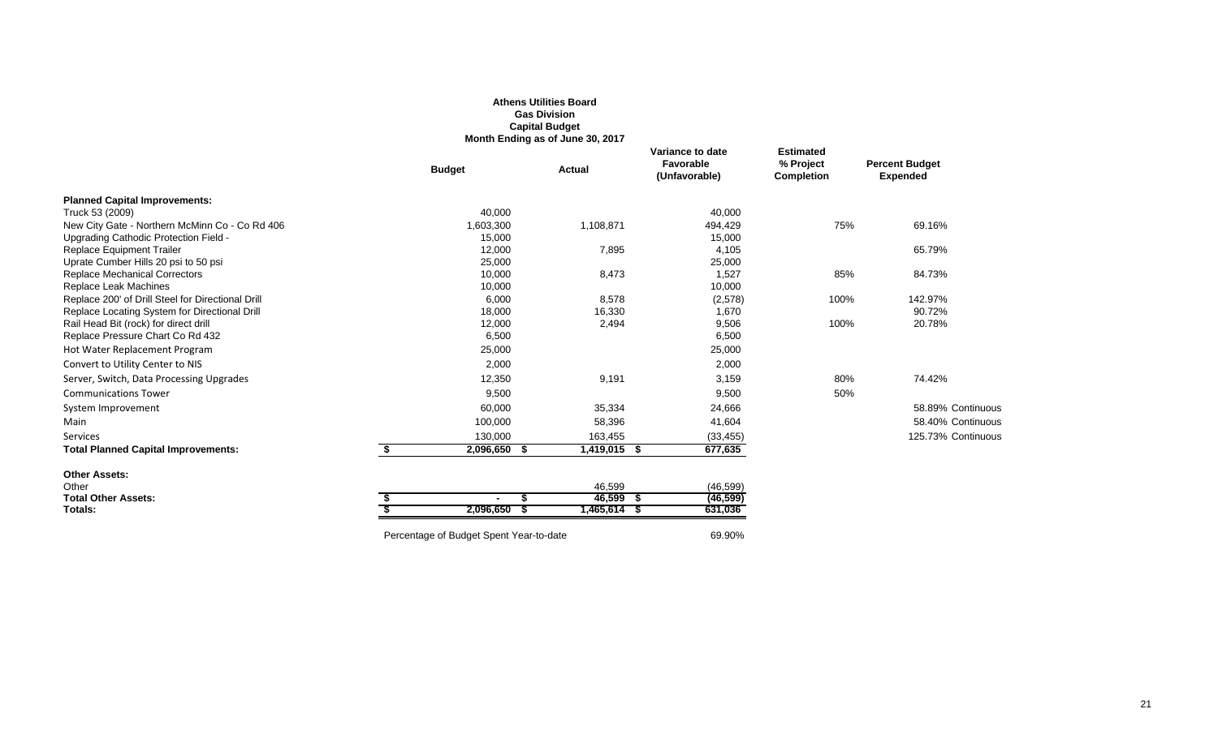**Athens Utilities Board**
**Gas Division**
**Capital Budget**
**Month Ending as of June 30, 2017**

| | Budget | Actual | Variance to date Favorable (Unfavorable) | Estimated % Project Completion | Percent Budget Expended | |
|---|---|---|---|---|---|---|
| **Planned Capital Improvements:** | | | | | | |
| Truck 53 (2009) | 40,000 | | 40,000 | | | |
| New City Gate - Northern McMinn Co - Co Rd 406 | 1,603,300 | 1,108,871 | 494,429 | 75% | 69.16% | |
| Upgrading Cathodic Protection Field - | 15,000 | | 15,000 | | | |
| Replace Equipment Trailer | 12,000 | 7,895 | 4,105 | | 65.79% | |
| Uprate Cumber Hills 20 psi to 50 psi | 25,000 | | 25,000 | | | |
| Replace Mechanical Correctors | 10,000 | 8,473 | 1,527 | 85% | 84.73% | |
| Replace Leak Machines | 10,000 | | 10,000 | | | |
| Replace 200' of Drill Steel for Directional Drill | 6,000 | 8,578 | (2,578) | 100% | 142.97% | |
| Replace Locating System for Directional Drill | 18,000 | 16,330 | 1,670 | | 90.72% | |
| Rail Head Bit (rock) for direct drill | 12,000 | 2,494 | 9,506 | 100% | 20.78% | |
| Replace Pressure Chart Co Rd 432 | 6,500 | | 6,500 | | | |
| Hot Water Replacement Program | 25,000 | | 25,000 | | | |
| Convert to Utility Center to NIS | 2,000 | | 2,000 | | | |
| Server, Switch, Data Processing Upgrades | 12,350 | 9,191 | 3,159 | 80% | 74.42% | |
| Communications Tower | 9,500 | | 9,500 | 50% | | |
| System Improvement | 60,000 | 35,334 | 24,666 | | 58.89% | Continuous |
| Main | 100,000 | 58,396 | 41,604 | | 58.40% | Continuous |
| Services | 130,000 | 163,455 | (33,455) | | 125.73% | Continuous |
| **Total Planned Capital Improvements:** | $ 2,096,650 | $ 1,419,015 | $ 677,635 | | | |
| **Other Assets:** | | | | | | |
| Other | | 46,599 | (46,599) | | | |
| **Total Other Assets:** | $ - | $ 46,599 | $ (46,599) | | | |
| **Totals:** | $ 2,096,650 | $ 1,465,614 | $ 631,036 | | | |

Percentage of Budget Spent Year-to-date 69.90%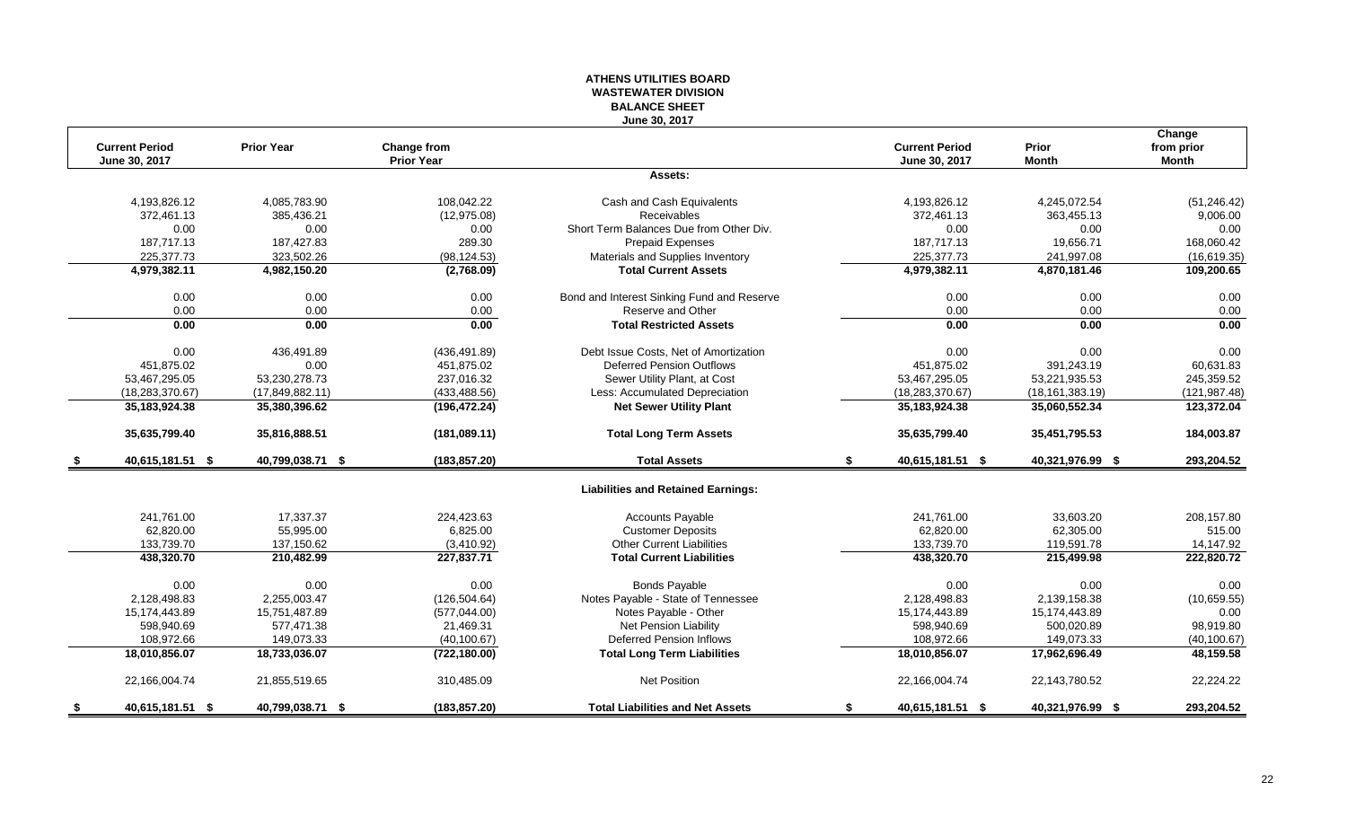# ATHENS UTILITIES BOARD
## WASTEWATER DIVISION
## BALANCE SHEET
### June 30, 2017

| Current Period June 30, 2017 | Prior Year | Change from Prior Year | | Current Period June 30, 2017 | Prior Month | Change from prior Month |
|---|---|---|---|---|---|---|
| | | | **Assets:** | | | |
| 4,193,826.12 | 4,085,783.90 | 108,042.22 | Cash and Cash Equivalents | 4,193,826.12 | 4,245,072.54 | (51,246.42) |
| 372,461.13 | 385,436.21 | (12,975.08) | Receivables | 372,461.13 | 363,455.13 | 9,006.00 |
| 0.00 | 0.00 | 0.00 | Short Term Balances Due from Other Div. | 0.00 | 0.00 | 0.00 |
| 187,717.13 | 187,427.83 | 289.30 | Prepaid Expenses | 187,717.13 | 19,656.71 | 168,060.42 |
| 225,377.73 | 323,502.26 | (98,124.53) | Materials and Supplies Inventory | 225,377.73 | 241,997.08 | (16,619.35) |
| **4,979,382.11** | **4,982,150.20** | **(2,768.09)** | **Total Current Assets** | **4,979,382.11** | **4,870,181.46** | **109,200.65** |
| 0.00 | 0.00 | 0.00 | Bond and Interest Sinking Fund and Reserve | 0.00 | 0.00 | 0.00 |
| 0.00 | 0.00 | 0.00 | Reserve and Other | 0.00 | 0.00 | 0.00 |
| **0.00** | **0.00** | **0.00** | **Total Restricted Assets** | **0.00** | **0.00** | **0.00** |
| 0.00 | 436,491.89 | (436,491.89) | Debt Issue Costs, Net of Amortization | 0.00 | 0.00 | 0.00 |
| 451,875.02 | 0.00 | 451,875.02 | Deferred Pension Outflows | 451,875.02 | 391,243.19 | 60,631.83 |
| 53,467,295.05 | 53,230,278.73 | 237,016.32 | Sewer Utility Plant, at Cost | 53,467,295.05 | 53,221,935.53 | 245,359.52 |
| (18,283,370.67) | (17,849,882.11) | (433,488.56) | Less: Accumulated Depreciation | (18,283,370.67) | (18,161,383.19) | (121,987.48) |
| **35,183,924.38** | **35,380,396.62** | **(196,472.24)** | **Net Sewer Utility Plant** | **35,183,924.38** | **35,060,552.34** | **123,372.04** |
| **35,635,799.40** | **35,816,888.51** | **(181,089.11)** | **Total Long Term Assets** | **35,635,799.40** | **35,451,795.53** | **184,003.87** |
| **$ 40,615,181.51** | **$ 40,799,038.71** | **$ (183,857.20)** | **Total Assets** | **$ 40,615,181.51** | **$ 40,321,976.99** | **$ 293,204.52** |
| | | | **Liabilities and Retained Earnings:** | | | |
| 241,761.00 | 17,337.37 | 224,423.63 | Accounts Payable | 241,761.00 | 33,603.20 | 208,157.80 |
| 62,820.00 | 55,995.00 | 6,825.00 | Customer Deposits | 62,820.00 | 62,305.00 | 515.00 |
| 133,739.70 | 137,150.62 | (3,410.92) | Other Current Liabilities | 133,739.70 | 119,591.78 | 14,147.92 |
| **438,320.70** | **210,482.99** | **227,837.71** | **Total Current Liabilities** | **438,320.70** | **215,499.98** | **222,820.72** |
| 0.00 | 0.00 | 0.00 | Bonds Payable | 0.00 | 0.00 | 0.00 |
| 2,128,498.83 | 2,255,003.47 | (126,504.64) | Notes Payable - State of Tennessee | 2,128,498.83 | 2,139,158.38 | (10,659.55) |
| 15,174,443.89 | 15,751,487.89 | (577,044.00) | Notes Payable - Other | 15,174,443.89 | 15,174,443.89 | 0.00 |
| 598,940.69 | 577,471.38 | 21,469.31 | Net Pension Liability | 598,940.69 | 500,020.89 | 98,919.80 |
| 108,972.66 | 149,073.33 | (40,100.67) | Deferred Pension Inflows | 108,972.66 | 149,073.33 | (40,100.67) |
| **18,010,856.07** | **18,733,036.07** | **(722,180.00)** | **Total Long Term Liabilities** | **18,010,856.07** | **17,962,696.49** | **48,159.58** |
| 22,166,004.74 | 21,855,519.65 | 310,485.09 | Net Position | 22,166,004.74 | 22,143,780.52 | 22,224.22 |
| **$ 40,615,181.51** | **$ 40,799,038.71** | **$ (183,857.20)** | **Total Liabilities and Net Assets** | **$ 40,615,181.51** | **$ 40,321,976.99** | **$ 293,204.52** |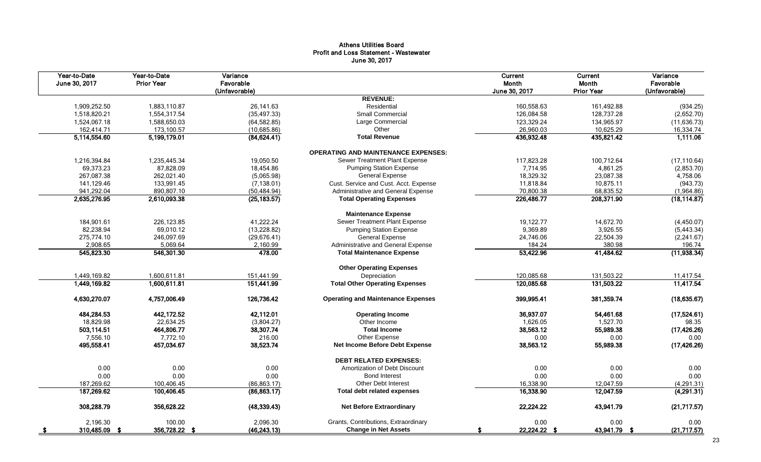# Athens Utilities Board
## Profit and Loss Statement - Wastewater
### June 30, 2017

| Year-to-Date June 30, 2017 | Year-to-Date Prior Year | Variance Favorable (Unfavorable) | | Current Month June 30, 2017 | Current Month Prior Year | Variance Favorable (Unfavorable) |
|---|---|---|---|---|---|---|
| | | | **REVENUE:** | | | |
| 1,909,252.50 | 1,883,110.87 | 26,141.63 | Residential | 160,558.63 | 161,492.88 | (934.25) |
| 1,518,820.21 | 1,554,317.54 | (35,497.33) | Small Commercial | 126,084.58 | 128,737.28 | (2,652.70) |
| 1,524,067.18 | 1,588,650.03 | (64,582.85) | Large Commercial | 123,329.24 | 134,965.97 | (11,636.73) |
| 162,414.71 | 173,100.57 | (10,685.86) | Other | 26,960.03 | 10,625.29 | 16,334.74 |
| **5,114,554.60** | **5,199,179.01** | **(84,624.41)** | **Total Revenue** | **436,932.48** | **435,821.42** | **1,111.06** |
| | | | **OPERATING AND MAINTENANCE EXPENSES:** | | | |
| 1,216,394.84 | 1,235,445.34 | 19,050.50 | Sewer Treatment Plant Expense | 117,823.28 | 100,712.64 | (17,110.64) |
| 69,373.23 | 87,828.09 | 18,454.86 | Pumping Station Expense | 7,714.95 | 4,861.25 | (2,853.70) |
| 267,087.38 | 262,021.40 | (5,065.98) | General Expense | 18,329.32 | 23,087.38 | 4,758.06 |
| 141,129.46 | 133,991.45 | (7,138.01) | Cust. Service and Cust. Acct. Expense | 11,818.84 | 10,875.11 | (943.73) |
| 941,292.04 | 890,807.10 | (50,484.94) | Administrative and General Expense | 70,800.38 | 68,835.52 | (1,964.86) |
| **2,635,276.95** | **2,610,093.38** | **(25,183.57)** | **Total Operating Expenses** | **226,486.77** | **208,371.90** | **(18,114.87)** |
| | | | **Maintenance Expense** | | | |
| 184,901.61 | 226,123.85 | 41,222.24 | Sewer Treatment Plant Expense | 19,122.77 | 14,672.70 | (4,450.07) |
| 82,238.94 | 69,010.12 | (13,228.82) | Pumping Station Expense | 9,369.89 | 3,926.55 | (5,443.34) |
| 275,774.10 | 246,097.69 | (29,676.41) | General Expense | 24,746.06 | 22,504.39 | (2,241.67) |
| 2,908.65 | 5,069.64 | 2,160.99 | Administrative and General Expense | 184.24 | 380.98 | 196.74 |
| **545,823.30** | **546,301.30** | **478.00** | **Total Maintenance Expense** | **53,422.96** | **41,484.62** | **(11,938.34)** |
| | | | **Other Operating Expenses** | | | |
| 1,449,169.82 | 1,600,611.81 | 151,441.99 | Depreciation | 120,085.68 | 131,503.22 | 11,417.54 |
| **1,449,169.82** | **1,600,611.81** | **151,441.99** | **Total Other Operating Expenses** | **120,085.68** | **131,503.22** | **11,417.54** |
| **4,630,270.07** | **4,757,006.49** | **126,736.42** | **Operating and Maintenance Expenses** | **399,995.41** | **381,359.74** | **(18,635.67)** |
| **484,284.53** | **442,172.52** | **42,112.01** | **Operating Income** | **36,937.07** | **54,461.68** | **(17,524.61)** |
| 18,829.98 | 22,634.25 | (3,804.27) | Other Income | 1,626.05 | 1,527.70 | 98.35 |
| **503,114.51** | **464,806.77** | **38,307.74** | **Total Income** | **38,563.12** | **55,989.38** | **(17,426.26)** |
| 7,556.10 | 7,772.10 | 216.00 | Other Expense | 0.00 | 0.00 | 0.00 |
| **495,558.41** | **457,034.67** | **38,523.74** | **Net Income Before Debt Expense** | **38,563.12** | **55,989.38** | **(17,426.26)** |
| | | | **DEBT RELATED EXPENSES:** | | | |
| 0.00 | 0.00 | 0.00 | Amortization of Debt Discount | 0.00 | 0.00 | 0.00 |
| 0.00 | 0.00 | 0.00 | Bond Interest | 0.00 | 0.00 | 0.00 |
| 187,269.62 | 100,406.45 | (86,863.17) | Other Debt Interest | 16,338.90 | 12,047.59 | (4,291.31) |
| **187,269.62** | **100,406.45** | **(86,863.17)** | **Total debt related expenses** | **16,338.90** | **12,047.59** | **(4,291.31)** |
| **308,288.79** | **356,628.22** | **(48,339.43)** | **Net Before Extraordinary** | **22,224.22** | **43,941.79** | **(21,717.57)** |
| 2,196.30 | 100.00 | 2,096.30 | Grants, Contributions, Extraordinary | 0.00 | 0.00 | 0.00 |
| **$ 310,485.09** | **$ 356,728.22** | **$ (46,243.13)** | **Change in Net Assets** | **$ 22,224.22** | **$ 43,941.79** | **$ (21,717.57)** |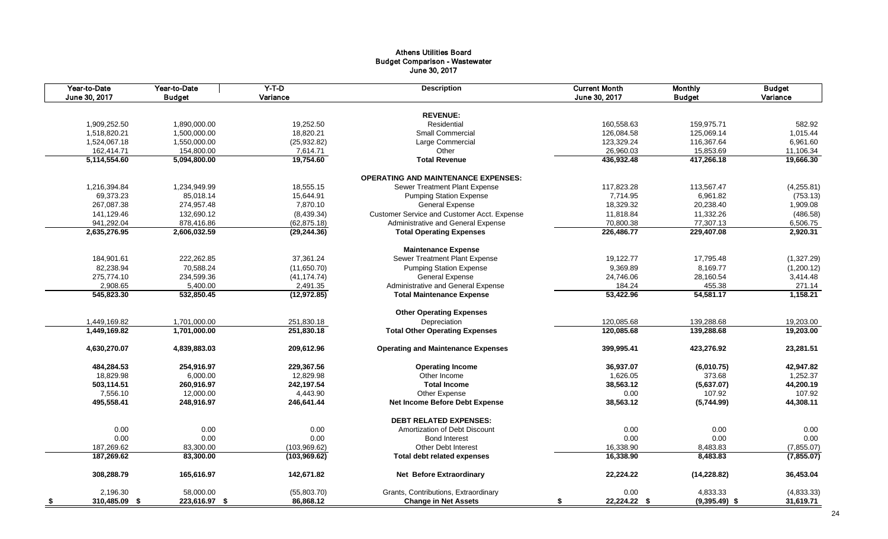# Athens Utilities Board
## Budget Comparison - Wastewater
### June 30, 2017

| Year-to-Date June 30, 2017 | Year-to-Date Budget | Y-T-D Variance | Description | Current Month June 30, 2017 | Monthly Budget | Budget Variance |
|---|---|---|---|---|---|---|
| | | | **REVENUE:** | | | |
| 1,909,252.50 | 1,890,000.00 | 19,252.50 | Residential | 160,558.63 | 159,975.71 | 582.92 |
| 1,518,820.21 | 1,500,000.00 | 18,820.21 | Small Commercial | 126,084.58 | 125,069.14 | 1,015.44 |
| 1,524,067.18 | 1,550,000.00 | (25,932.82) | Large Commercial | 123,329.24 | 116,367.64 | 6,961.60 |
| 162,414.71 | 154,800.00 | 7,614.71 | Other | 26,960.03 | 15,853.69 | 11,106.34 |
| **5,114,554.60** | **5,094,800.00** | **19,754.60** | **Total Revenue** | **436,932.48** | **417,266.18** | **19,666.30** |
| | | | **OPERATING AND MAINTENANCE EXPENSES:** | | | |
| 1,216,394.84 | 1,234,949.99 | 18,555.15 | Sewer Treatment Plant Expense | 117,823.28 | 113,567.47 | (4,255.81) |
| 69,373.23 | 85,018.14 | 15,644.91 | Pumping Station Expense | 7,714.95 | 6,961.82 | (753.13) |
| 267,087.38 | 274,957.48 | 7,870.10 | General Expense | 18,329.32 | 20,238.40 | 1,909.08 |
| 141,129.46 | 132,690.12 | (8,439.34) | Customer Service and Customer Acct. Expense | 11,818.84 | 11,332.26 | (486.58) |
| 941,292.04 | 878,416.86 | (62,875.18) | Administrative and General Expense | 70,800.38 | 77,307.13 | 6,506.75 |
| **2,635,276.95** | **2,606,032.59** | **(29,244.36)** | **Total Operating Expenses** | **226,486.77** | **229,407.08** | **2,920.31** |
| | | | **Maintenance Expense** | | | |
| 184,901.61 | 222,262.85 | 37,361.24 | Sewer Treatment Plant Expense | 19,122.77 | 17,795.48 | (1,327.29) |
| 82,238.94 | 70,588.24 | (11,650.70) | Pumping Station Expense | 9,369.89 | 8,169.77 | (1,200.12) |
| 275,774.10 | 234,599.36 | (41,174.74) | General Expense | 24,746.06 | 28,160.54 | 3,414.48 |
| 2,908.65 | 5,400.00 | 2,491.35 | Administrative and General Expense | 184.24 | 455.38 | 271.14 |
| **545,823.30** | **532,850.45** | **(12,972.85)** | **Total Maintenance Expense** | **53,422.96** | **54,581.17** | **1,158.21** |
| | | | **Other Operating Expenses** | | | |
| 1,449,169.82 | 1,701,000.00 | 251,830.18 | Depreciation | 120,085.68 | 139,288.68 | 19,203.00 |
| **1,449,169.82** | **1,701,000.00** | **251,830.18** | **Total Other Operating Expenses** | **120,085.68** | **139,288.68** | **19,203.00** |
| **4,630,270.07** | **4,839,883.03** | **209,612.96** | **Operating and Maintenance Expenses** | **399,995.41** | **423,276.92** | **23,281.51** |
| **484,284.53** | **254,916.97** | **229,367.56** | **Operating Income** | **36,937.07** | **(6,010.75)** | **42,947.82** |
| 18,829.98 | 6,000.00 | 12,829.98 | Other Income | 1,626.05 | 373.68 | 1,252.37 |
| **503,114.51** | **260,916.97** | **242,197.54** | **Total Income** | **38,563.12** | **(5,637.07)** | **44,200.19** |
| 7,556.10 | 12,000.00 | 4,443.90 | Other Expense | 0.00 | 107.92 | 107.92 |
| **495,558.41** | **248,916.97** | **246,641.44** | **Net Income Before Debt Expense** | **38,563.12** | **(5,744.99)** | **44,308.11** |
| | | | **DEBT RELATED EXPENSES:** | | | |
| 0.00 | 0.00 | 0.00 | Amortization of Debt Discount | 0.00 | 0.00 | 0.00 |
| 0.00 | 0.00 | 0.00 | Bond Interest | 0.00 | 0.00 | 0.00 |
| 187,269.62 | 83,300.00 | (103,969.62) | Other Debt Interest | 16,338.90 | 8,483.83 | (7,855.07) |
| **187,269.62** | **83,300.00** | **(103,969.62)** | **Total debt related expenses** | **16,338.90** | **8,483.83** | **(7,855.07)** |
| **308,288.79** | **165,616.97** | **142,671.82** | **Net Before Extraordinary** | **22,224.22** | **(14,228.82)** | **36,453.04** |
| 2,196.30 | 58,000.00 | (55,803.70) | Grants, Contributions, Extraordinary | 0.00 | 4,833.33 | (4,833.33) |
| **$ 310,485.09** | **$ 223,616.97** | **$ 86,868.12** | **Change in Net Assets** | **$ 22,224.22** | **$ (9,395.49)** | **$ 31,619.71** |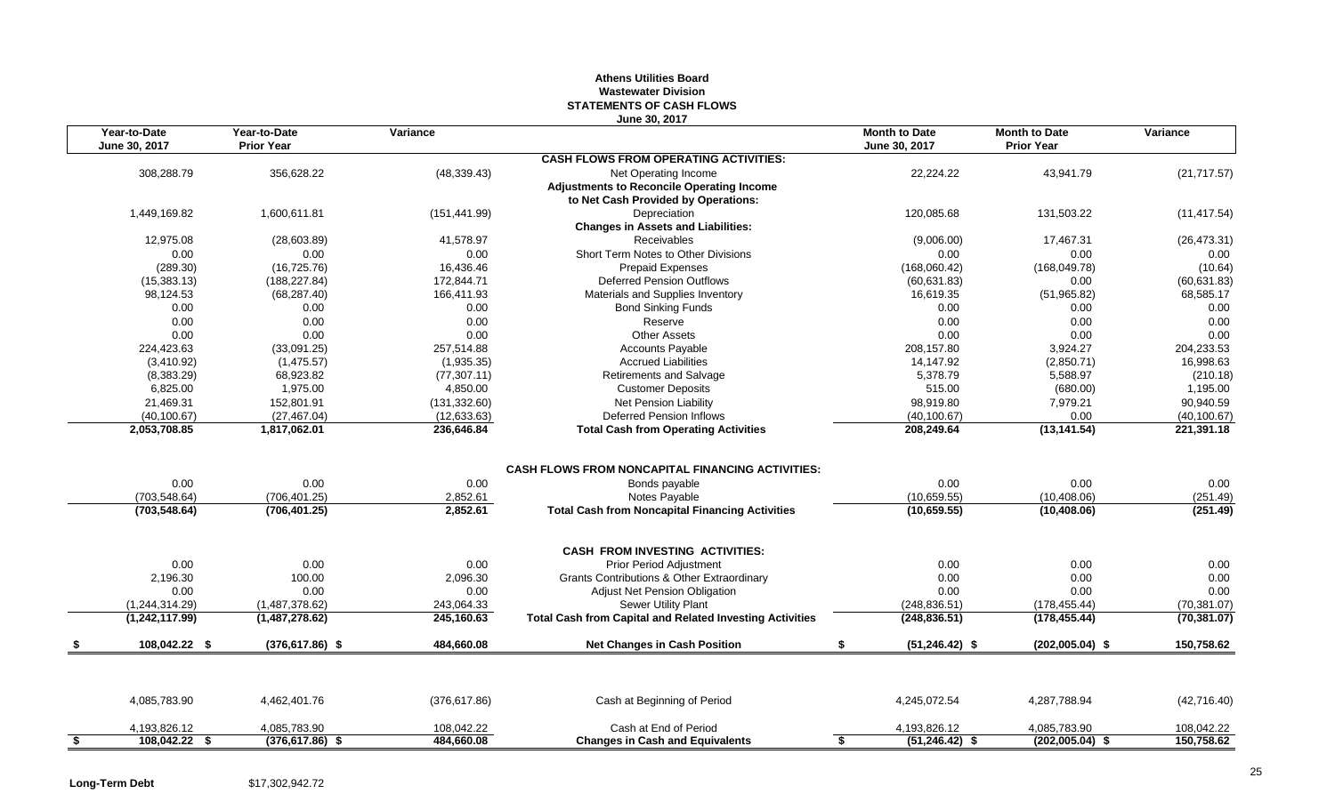**Athens Utilities Board**
**Wastewater Division**
**STATEMENTS OF CASH FLOWS**
**June 30, 2017**

| Year-to-Date June 30, 2017 | Year-to-Date Prior Year | Variance | | Month to Date June 30, 2017 | Month to Date Prior Year | Variance |
|---|---|---|---|---|---|---|
| | | | **CASH FLOWS FROM OPERATING ACTIVITIES:** | | | |
| 308,288.79 | 356,628.22 | (48,339.43) | Net Operating Income | 22,224.22 | 43,941.79 | (21,717.57) |
| | | | **Adjustments to Reconcile Operating Income to Net Cash Provided by Operations:** | | | |
| 1,449,169.82 | 1,600,611.81 | (151,441.99) | Depreciation | 120,085.68 | 131,503.22 | (11,417.54) |
| | | | **Changes in Assets and Liabilities:** | | | |
| 12,975.08 | (28,603.89) | 41,578.97 | Receivables | (9,006.00) | 17,467.31 | (26,473.31) |
| 0.00 | 0.00 | 0.00 | Short Term Notes to Other Divisions | 0.00 | 0.00 | 0.00 |
| (289.30) | (16,725.76) | 16,436.46 | Prepaid Expenses | (168,060.42) | (168,049.78) | (10.64) |
| (15,383.13) | (188,227.84) | 172,844.71 | Deferred Pension Outflows | (60,631.83) | 0.00 | (60,631.83) |
| 98,124.53 | (68,287.40) | 166,411.93 | Materials and Supplies Inventory | 16,619.35 | (51,965.82) | 68,585.17 |
| 0.00 | 0.00 | 0.00 | Bond Sinking Funds | 0.00 | 0.00 | 0.00 |
| 0.00 | 0.00 | 0.00 | Reserve | 0.00 | 0.00 | 0.00 |
| 0.00 | 0.00 | 0.00 | Other Assets | 0.00 | 0.00 | 0.00 |
| 224,423.63 | (33,091.25) | 257,514.88 | Accounts Payable | 208,157.80 | 3,924.27 | 204,233.53 |
| (3,410.92) | (1,475.57) | (1,935.35) | Accrued Liabilities | 14,147.92 | (2,850.71) | 16,998.63 |
| (8,383.29) | 68,923.82 | (77,307.11) | Retirements and Salvage | 5,378.79 | 5,588.97 | (210.18) |
| 6,825.00 | 1,975.00 | 4,850.00 | Customer Deposits | 515.00 | (680.00) | 1,195.00 |
| 21,469.31 | 152,801.91 | (131,332.60) | Net Pension Liability | 98,919.80 | 7,979.21 | 90,940.59 |
| (40,100.67) | (27,467.04) | (12,633.63) | Deferred Pension Inflows | (40,100.67) | 0.00 | (40,100.67) |
| **2,053,708.85** | **1,817,062.01** | **236,646.84** | **Total Cash from Operating Activities** | **208,249.64** | **(13,141.54)** | **221,391.18** |
| | | | **CASH FLOWS FROM NONCAPITAL FINANCING ACTIVITIES:** | | | |
| 0.00 | 0.00 | 0.00 | Bonds payable | 0.00 | 0.00 | 0.00 |
| (703,548.64) | (706,401.25) | 2,852.61 | Notes Payable | (10,659.55) | (10,408.06) | (251.49) |
| **(703,548.64)** | **(706,401.25)** | **2,852.61** | **Total Cash from Noncapital Financing Activities** | **(10,659.55)** | **(10,408.06)** | **(251.49)** |
| | | | **CASH FROM INVESTING ACTIVITIES:** | | | |
| 0.00 | 0.00 | 0.00 | Prior Period Adjustment | 0.00 | 0.00 | 0.00 |
| 2,196.30 | 100.00 | 2,096.30 | Grants Contributions & Other Extraordinary | 0.00 | 0.00 | 0.00 |
| 0.00 | 0.00 | 0.00 | Adjust Net Pension Obligation | 0.00 | 0.00 | 0.00 |
| (1,244,314.29) | (1,487,278.62) | 243,064.33 | Sewer Utility Plant | (248,836.51) | (178,455.44) | (70,381.07) |
| **(1,242,117.99)** | **(1,487,278.62)** | **245,160.63** | **Total Cash from Capital and Related Investing Activities** | **(248,836.51)** | **(178,455.44)** | **(70,381.07)** |
| **$ 108,042.22** | **$ (376,617.86)** | **$ 484,660.08** | **Net Changes in Cash Position** | **$ (51,246.42)** | **$ (202,005.04)** | **$ 150,758.62** |
| 4,085,783.90 | 4,462,401.76 | (376,617.86) | Cash at Beginning of Period | 4,245,072.54 | 4,287,788.94 | (42,716.40) |
| 4,193,826.12 | 4,085,783.90 | 108,042.22 | Cash at End of Period | 4,193,826.12 | 4,085,783.90 | 108,042.22 |
| **$ 108,042.22** | **$ (376,617.86)** | **$ 484,660.08** | **Changes in Cash and Equivalents** | **$ (51,246.42)** | **$ (202,005.04)** | **$ 150,758.62** |

**Long-Term Debt** $17,302,942.72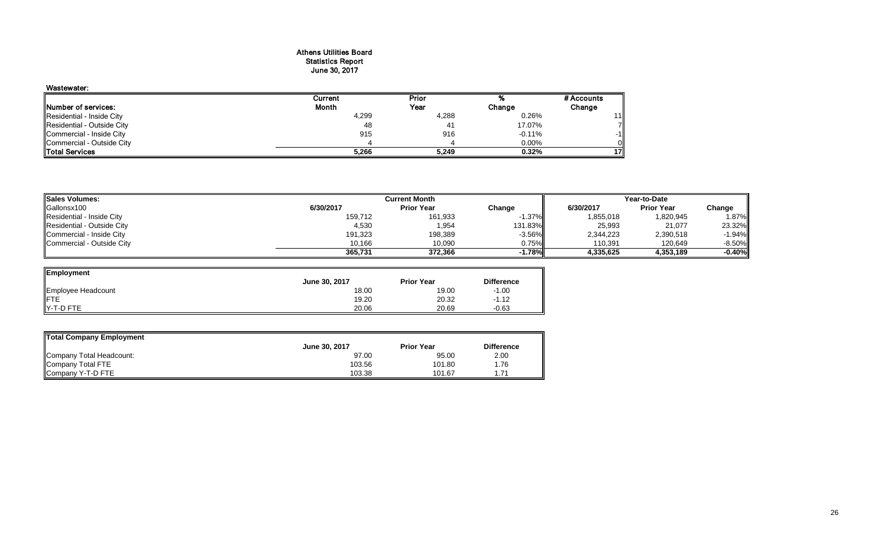# Athens Utilities Board
## Statistics Report
## June 30, 2017

### Wastewater:

| Number of services: | Current Month | Prior Year | % Change | # Accounts Change |
|---|---|---|---|---|
| Residential - Inside City | 4,299 | 4,288 | 0.26% | 11 |
| Residential - Outside City | 48 | 41 | 17.07% | 7 |
| Commercial - Inside City | 915 | 916 | -0.11% | -1 |
| Commercial - Outside City | 4 | 4 | 0.00% | 0 |
| **Total Services** | **5,266** | **5,249** | **0.32%** | **17** |

| Sales Volumes: | Current Month | | | Year-to-Date | | |
|---|---|---|---|---|---|---|
| Gallonsx100 | 6/30/2017 | Prior Year | Change | 6/30/2017 | Prior Year | Change |
| Residential - Inside City | 159,712 | 161,933 | -1.37% | 1,855,018 | 1,820,945 | 1.87% |
| Residential - Outside City | 4,530 | 1,954 | 131.83% | 25,993 | 21,077 | 23.32% |
| Commercial - Inside City | 191,323 | 198,389 | -3.56% | 2,344,223 | 2,390,518 | -1.94% |
| Commercial - Outside City | 10,166 | 10,090 | 0.75% | 110,391 | 120,649 | -8.50% |
| | **365,731** | **372,366** | **-1.78%** | **4,335,625** | **4,353,189** | **-0.40%** |

| Employment | June 30, 2017 | Prior Year | Difference |
|---|---|---|---|
| Employee Headcount | 18.00 | 19.00 | -1.00 |
| FTE | 19.20 | 20.32 | -1.12 |
| Y-T-D FTE | 20.06 | 20.69 | -0.63 |

| Total Company Employment | June 30, 2017 | Prior Year | Difference |
|---|---|---|---|
| Company Total Headcount: | 97.00 | 95.00 | 2.00 |
| Company Total FTE | 103.56 | 101.80 | 1.76 |
| Company Y-T-D FTE | 103.38 | 101.67 | 1.71 |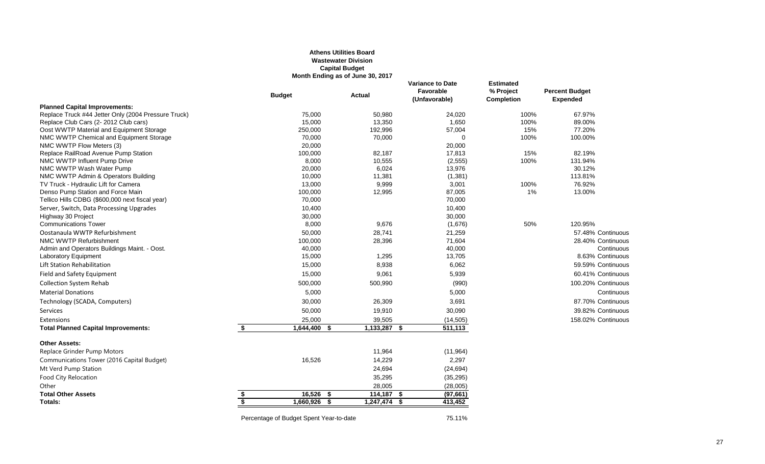**Athens Utilities Board**
**Wastewater Division**
**Capital Budget**
**Month Ending as of June 30, 2017**

| | Budget | Actual | Variance to Date Favorable (Unfavorable) | Estimated % Project Completion | Percent Budget Expended | |
|---|---|---|---|---|---|---|
| **Planned Capital Improvements:** | | | | | | |
| Replace Truck #44 Jetter Only (2004 Pressure Truck) | 75,000 | 50,980 | 24,020 | 100% | 67.97% | |
| Replace Club Cars (2- 2012 Club cars) | 15,000 | 13,350 | 1,650 | 100% | 89.00% | |
| Oost WWTP Material and Equipment Storage | 250,000 | 192,996 | 57,004 | 15% | 77.20% | |
| NMC WWTP Chemical and Equipment Storage | 70,000 | 70,000 | 0 | 100% | 100.00% | |
| NMC WWTP Flow Meters (3) | 20,000 | | 20,000 | | | |
| Replace RailRoad Avenue Pump Station | 100,000 | 82,187 | 17,813 | 15% | 82.19% | |
| NMC WWTP Influent Pump Drive | 8,000 | 10,555 | (2,555) | 100% | 131.94% | |
| NMC WWTP Wash Water Pump | 20,000 | 6,024 | 13,976 | | 30.12% | |
| NMC WWTP Admin & Operators Building | 10,000 | 11,381 | (1,381) | | 113.81% | |
| TV Truck - Hydraulic Lift for Camera | 13,000 | 9,999 | 3,001 | 100% | 76.92% | |
| Denso Pump Station and Force Main | 100,000 | 12,995 | 87,005 | 1% | 13.00% | |
| Tellico Hills CDBG ($600,000 next fiscal year) | 70,000 | | 70,000 | | | |
| Server, Switch, Data Processing Upgrades | 10,400 | | 10,400 | | | |
| Highway 30 Project | 30,000 | | 30,000 | | | |
| Communications Tower | 8,000 | 9,676 | (1,676) | 50% | 120.95% | |
| Oostanaula WWTP Refurbishment | 50,000 | 28,741 | 21,259 | | 57.48% | Continuous |
| NMC WWTP Refurbishment | 100,000 | 28,396 | 71,604 | | 28.40% | Continuous |
| Admin and Operators Buildings Maint. - Oost. | 40,000 | | 40,000 | | | Continuous |
| Laboratory Equipment | 15,000 | 1,295 | 13,705 | | 8.63% | Continuous |
| Lift Station Rehabilitation | 15,000 | 8,938 | 6,062 | | 59.59% | Continuous |
| Field and Safety Equipment | 15,000 | 9,061 | 5,939 | | 60.41% | Continuous |
| Collection System Rehab | 500,000 | 500,990 | (990) | | 100.20% | Continuous |
| Material Donations | 5,000 | | 5,000 | | | Continuous |
| Technology (SCADA, Computers) | 30,000 | 26,309 | 3,691 | | 87.70% | Continuous |
| Services | 50,000 | 19,910 | 30,090 | | 39.82% | Continuous |
| Extensions | 25,000 | 39,505 | (14,505) | | 158.02% | Continuous |
| **Total Planned Capital Improvements:** | $ 1,644,400 | $ 1,133,287 | $ 511,113 | | | |
| **Other Assets:** | | | | | | |
| Replace Grinder Pump Motors | | 11,964 | (11,964) | | | |
| Communications Tower (2016 Capital Budget) | 16,526 | 14,229 | 2,297 | | | |
| Mt Verd Pump Station | | 24,694 | (24,694) | | | |
| Food City Relocation | | 35,295 | (35,295) | | | |
| Other | | 28,005 | (28,005) | | | |
| **Total Other Assets** | $ 16,526 | $ 114,187 | $ (97,661) | | | |
| **Totals:** | $ 1,660,926 | $ 1,247,474 | $ 413,452 | | | |

Percentage of Budget Spent Year-to-date 75.11%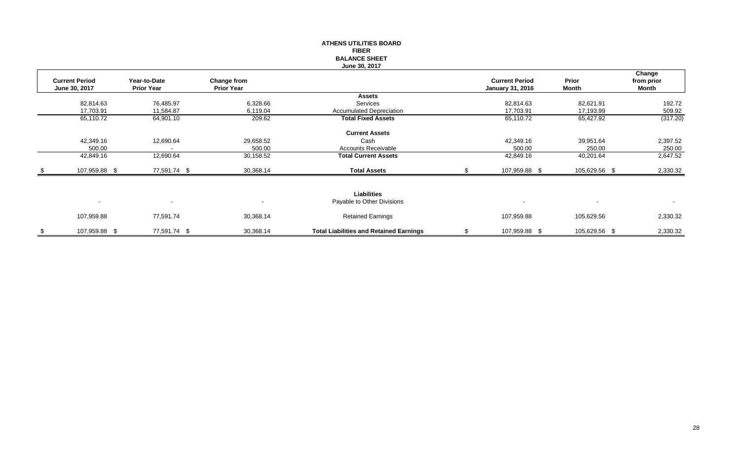# ATHENS UTILITIES BOARD
## FIBER
## BALANCE SHEET
### June 30, 2017

| Current Period June 30, 2017 | Year-to-Date Prior Year | Change from Prior Year | | Current Period January 31, 2016 | Prior Month | Change from prior Month |
|---|---|---|---|---|---|---|
| | | | **Assets** | | | |
| 82,814.63 | 76,485.97 | 6,328.66 | Services | 82,814.63 | 82,621.91 | 192.72 |
| 17,703.91 | 11,584.87 | 6,119.04 | Accumulated Depreciation | 17,703.91 | 17,193.99 | 509.92 |
| 65,110.72 | 64,901.10 | 209.62 | **Total Fixed Assets** | 65,110.72 | 65,427.92 | (317.20) |
| | | | **Current Assets** | | | |
| 42,349.16 | 12,690.64 | 29,658.52 | Cash | 42,349.16 | 39,951.64 | 2,397.52 |
| 500.00 | - | 500.00 | Accounts Receivable | 500.00 | 250.00 | 250.00 |
| 42,849.16 | 12,690.64 | 30,158.52 | **Total Current Assets** | 42,849.16 | 40,201.64 | 2,647.52 |
| $ 107,959.88 | $ 77,591.74 | $ 30,368.14 | **Total Assets** | $ 107,959.88 | $ 105,629.56 | $ 2,330.32 |
| | | | **Liabilities** | | | |
| - | - | - | Payable to Other Divisions | - | - | - |
| 107,959.88 | 77,591.74 | 30,368.14 | Retained Earnings | 107,959.88 | 105,629.56 | 2,330.32 |
| $ 107,959.88 | $ 77,591.74 | $ 30,368.14 | **Total Liabilities and Retained Earnings** | $ 107,959.88 | $ 105,629.56 | $ 2,330.32 |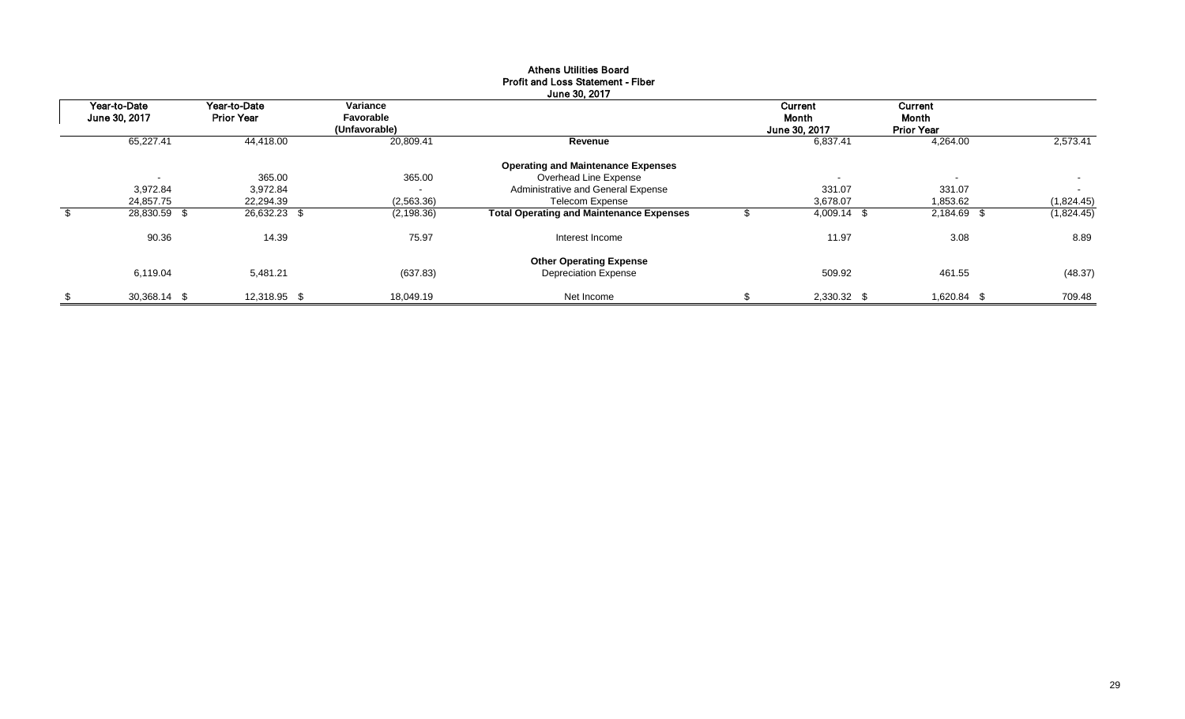**Athens Utilities Board**
**Profit and Loss Statement - Fiber**
**June 30, 2017**

| Year-to-Date June 30, 2017 | Year-to-Date Prior Year | Variance Favorable (Unfavorable) | | Current Month June 30, 2017 | Current Month Prior Year | |
|---|---|---|---|---|---|---|
| 65,227.41 | 44,418.00 | 20,809.41 | **Revenue** | 6,837.41 | 4,264.00 | 2,573.41 |
| | | | **Operating and Maintenance Expenses** | | | |
| - | 365.00 | 365.00 | Overhead Line Expense | - | - | - |
| 3,972.84 | 3,972.84 | - | Administrative and General Expense | 331.07 | 331.07 | - |
| 24,857.75 | 22,294.39 | (2,563.36) | Telecom Expense | 3,678.07 | 1,853.62 | (1,824.45) |
| $ 28,830.59 | $ 26,632.23 | $ (2,198.36) | **Total Operating and Maintenance Expenses** | $ 4,009.14 | $ 2,184.69 | $ (1,824.45) |
| 90.36 | 14.39 | 75.97 | Interest Income | 11.97 | 3.08 | 8.89 |
| | | | **Other Operating Expense** | | | |
| 6,119.04 | 5,481.21 | (637.83) | Depreciation Expense | 509.92 | 461.55 | (48.37) |
| $ 30,368.14 | $ 12,318.95 | $ 18,049.19 | Net Income | $ 2,330.32 | $ 1,620.84 | $ 709.48 |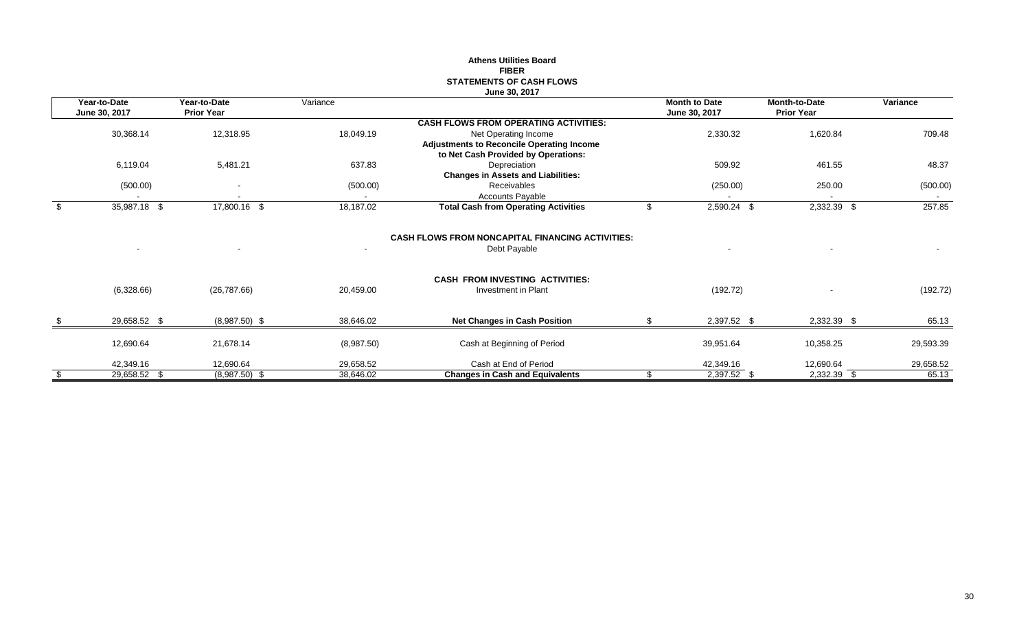**Athens Utilities Board**
**FIBER**
**STATEMENTS OF CASH FLOWS**
**June 30, 2017**

| Year-to-Date June 30, 2017 | Year-to-Date Prior Year | Variance | | Month to Date June 30, 2017 | Month-to-Date Prior Year | Variance |
|---|---|---|---|---|---|---|
| | | | **CASH FLOWS FROM OPERATING ACTIVITIES:** | | | |
| 30,368.14 | 12,318.95 | 18,049.19 | Net Operating Income | 2,330.32 | 1,620.84 | 709.48 |
| | | | **Adjustments to Reconcile Operating Income** | | | |
| | | | **to Net Cash Provided by Operations:** | | | |
| 6,119.04 | 5,481.21 | 637.83 | Depreciation | 509.92 | 461.55 | 48.37 |
| | | | **Changes in Assets and Liabilities:** | | | |
| (500.00) | - | (500.00) | Receivables | (250.00) | 250.00 | (500.00) |
| - | - | - | Accounts Payable | - | - | - |
| $ 35,987.18 | $ 17,800.16 | $ 18,187.02 | **Total Cash from Operating Activities** | $ 2,590.24 | $ 2,332.39 | $ 257.85 |
| | | | **CASH FLOWS FROM NONCAPITAL FINANCING ACTIVITIES:** | | | |
| - | - | - | Debt Payable | - | - | - |
| | | | **CASH FROM INVESTING ACTIVITIES:** | | | |
| (6,328.66) | (26,787.66) | 20,459.00 | Investment in Plant | (192.72) | - | (192.72) |
| $ 29,658.52 | $ (8,987.50) | $ 38,646.02 | **Net Changes in Cash Position** | $ 2,397.52 | $ 2,332.39 | $ 65.13 |
| 12,690.64 | 21,678.14 | (8,987.50) | Cash at Beginning of Period | 39,951.64 | 10,358.25 | 29,593.39 |
| 42,349.16 | 12,690.64 | 29,658.52 | Cash at End of Period | 42,349.16 | 12,690.64 | 29,658.52 |
| $ 29,658.52 | $ (8,987.50) | $ 38,646.02 | **Changes in Cash and Equivalents** | $ 2,397.52 | $ 2,332.39 | $ 65.13 |